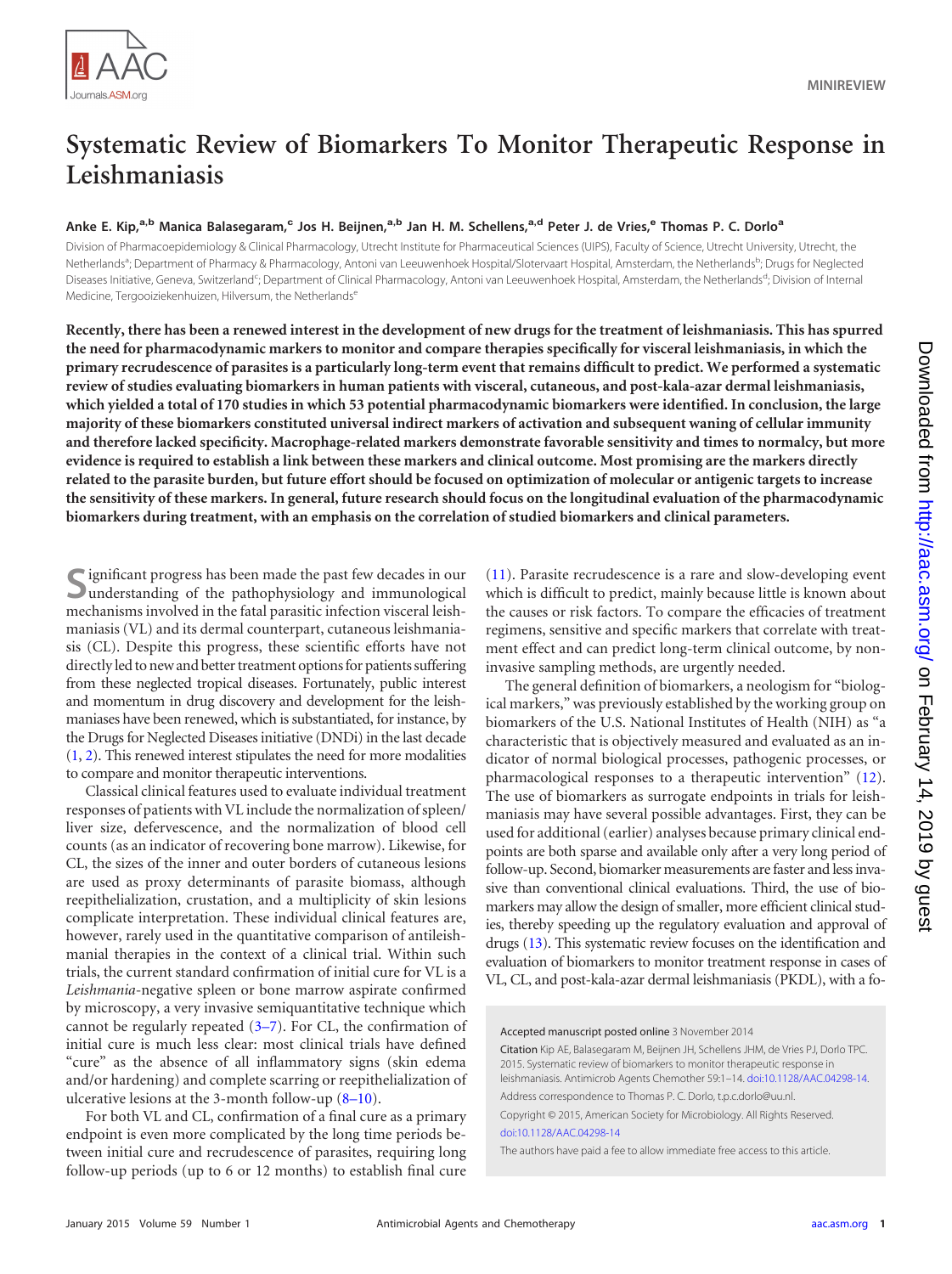MINIREVIEW

# Systematic Review of Biomarkers To Monitor Therapeutic Response in Leishmaniasis

**Anke E. Kip,[a,b] Manica Balasegaram,[c] Jos H. Beijnen,[a,b] Jan H. M. Schellens,[a,d] Peter J. de Vries,[e] Thomas P. C. Dorlo[a]**

Division of Pharmacoepidemiology & Clinical Pharmacology, Utrecht Institute for Pharmaceutical Sciences (UIPS), Faculty of Science, Utrecht University, Utrecht, the Netherlands[a]; Department of Pharmacy & Pharmacology, Antoni van Leeuwenhoek Hospital/Slotervaart Hospital, Amsterdam, the Netherlands[b]; Drugs for Neglected Diseases Initiative, Geneva, Switzerland[c]; Department of Clinical Pharmacology, Antoni van Leeuwenhoek Hospital, Amsterdam, the Netherlands[d]; Division of Internal Medicine, Tergooiziekenhuizen, Hilversum, the Netherlands[e]

**Recently, there has been a renewed interest in the development of new drugs for the treatment of leishmaniasis. This has spurred the need for pharmacodynamic markers to monitor and compare therapies specifically for visceral leishmaniasis, in which the primary recrudescence of parasites is a particularly long-term event that remains difficult to predict. We performed a systematic review of studies evaluating biomarkers in human patients with visceral, cutaneous, and post-kala-azar dermal leishmaniasis, which yielded a total of 170 studies in which 53 potential pharmacodynamic biomarkers were identified. In conclusion, the large majority of these biomarkers constituted universal indirect markers of activation and subsequent waning of cellular immunity and therefore lacked specificity. Macrophage-related markers demonstrate favorable sensitivity and times to normalcy, but more evidence is required to establish a link between these markers and clinical outcome. Most promising are the markers directly related to the parasite burden, but future effort should be focused on optimization of molecular or antigenic targets to increase the sensitivity of these markers. In general, future research should focus on the longitudinal evaluation of the pharmacodynamic biomarkers during treatment, with an emphasis on the correlation of studied biomarkers and clinical parameters.**

Significant progress has been made the past few decades in our understanding of the pathophysiology and immunological mechanisms involved in the fatal parasitic infection visceral leishmaniasis (VL) and its dermal counterpart, cutaneous leishmaniasis (CL). Despite this progress, these scientific efforts have not directly led to new and better treatment options for patients suffering from these neglected tropical diseases. Fortunately, public interest and momentum in drug discovery and development for the leishmaniases have been renewed, which is substantiated, for instance, by the Drugs for Neglected Diseases initiative (DNDi) in the last decade (1, 2). This renewed interest stipulates the need for more modalities to compare and monitor therapeutic interventions.

Classical clinical features used to evaluate individual treatment responses of patients with VL include the normalization of spleen/liver size, defervescence, and the normalization of blood cell counts (as an indicator of recovering bone marrow). Likewise, for CL, the sizes of the inner and outer borders of cutaneous lesions are used as proxy determinants of parasite biomass, although reepithelialization, crustation, and a multiplicity of skin lesions complicate interpretation. These individual clinical features are, however, rarely used in the quantitative comparison of antileishmanial therapies in the context of a clinical trial. Within such trials, the current standard confirmation of initial cure for VL is a *Leishmania*-negative spleen or bone marrow aspirate confirmed by microscopy, a very invasive semiquantitative technique which cannot be regularly repeated (3–7). For CL, the confirmation of initial cure is much less clear: most clinical trials have defined "cure" as the absence of all inflammatory signs (skin edema and/or hardening) and complete scarring or reepithelialization of ulcerative lesions at the 3-month follow-up (8–10).

For both VL and CL, confirmation of a final cure as a primary endpoint is even more complicated by the long time periods between initial cure and recrudescence of parasites, requiring long follow-up periods (up to 6 or 12 months) to establish final cure (11). Parasite recrudescence is a rare and slow-developing event which is difficult to predict, mainly because little is known about the causes or risk factors. To compare the efficacies of treatment regimens, sensitive and specific markers that correlate with treatment effect and can predict long-term clinical outcome, by noninvasive sampling methods, are urgently needed.

The general definition of biomarkers, a neologism for "biological markers," was previously established by the working group on biomarkers of the U.S. National Institutes of Health (NIH) as "a characteristic that is objectively measured and evaluated as an indicator of normal biological processes, pathogenic processes, or pharmacological responses to a therapeutic intervention" (12). The use of biomarkers as surrogate endpoints in trials for leishmaniasis may have several possible advantages. First, they can be used for additional (earlier) analyses because primary clinical endpoints are both sparse and available only after a very long period of follow-up. Second, biomarker measurements are faster and less invasive than conventional clinical evaluations. Third, the use of biomarkers may allow the design of smaller, more efficient clinical studies, thereby speeding up the regulatory evaluation and approval of drugs (13). This systematic review focuses on the identification and evaluation of biomarkers to monitor treatment response in cases of VL, CL, and post-kala-azar dermal leishmaniasis (PKDL), with a fo-

Accepted manuscript posted online 3 November 2014

**Citation** Kip AE, Balasegaram M, Beijnen JH, Schellens JHM, de Vries PJ, Dorlo TPC. 2015. Systematic review of biomarkers to monitor therapeutic response in leishmaniasis. Antimicrob Agents Chemother 59:1–14. doi:10.1128/AAC.04298-14.

Address correspondence to Thomas P. C. Dorlo, t.p.c.dorlo@uu.nl.

Copyright © 2015, American Society for Microbiology. All Rights Reserved.

doi:10.1128/AAC.04298-14

The authors have paid a fee to allow immediate free access to this article.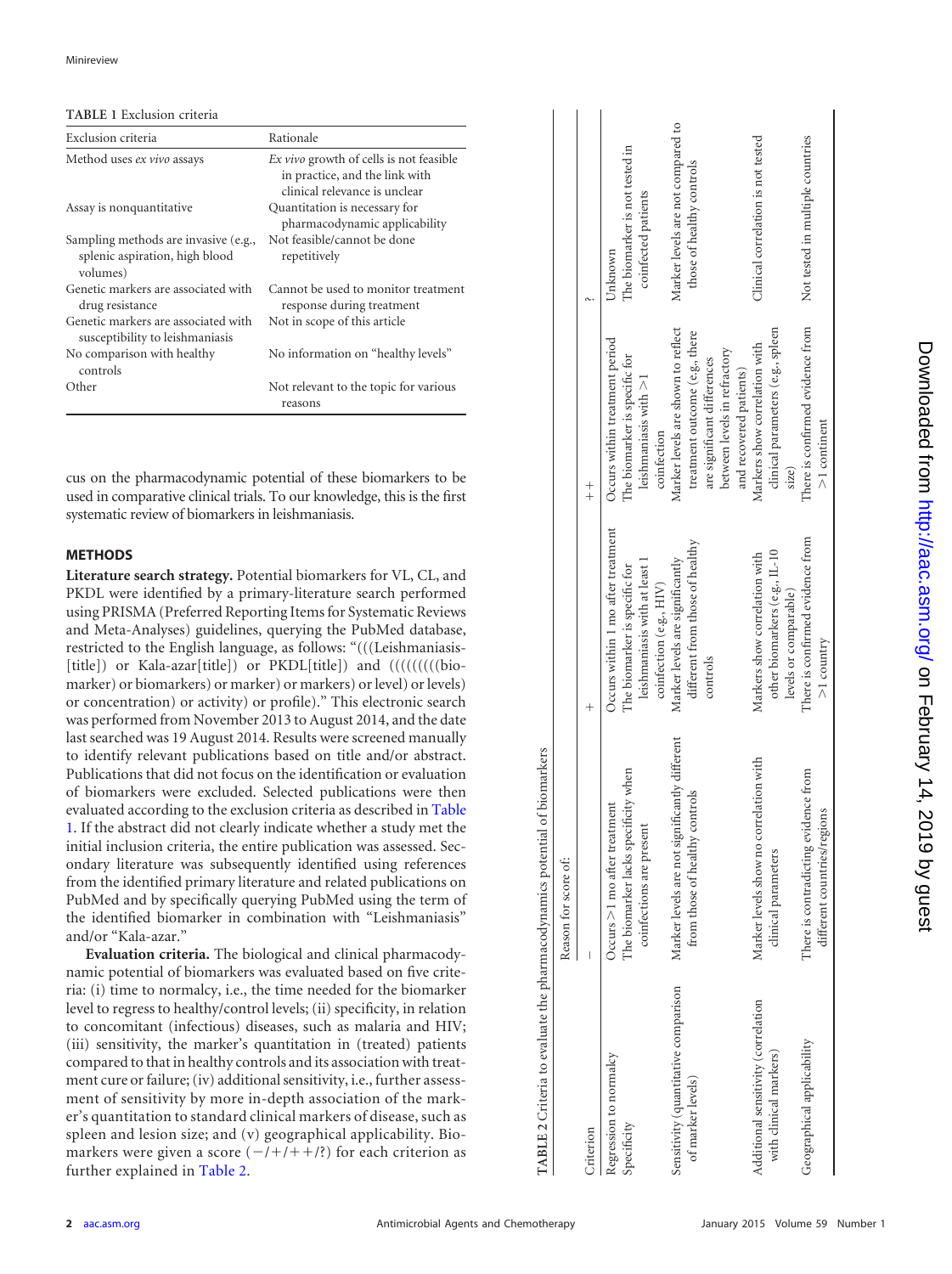**TABLE 1** Exclusion criteria

| Exclusion criteria | Rationale |
| --- | --- |
| Method uses *ex vivo* assays | *Ex vivo* growth of cells is not feasible in practice, and the link with clinical relevance is unclear |
| Assay is nonquantitative | Quantitation is necessary for pharmacodynamic applicability |
| Sampling methods are invasive (e.g., splenic aspiration, high blood volumes) | Not feasible/cannot be done repetitively |
| Genetic markers are associated with drug resistance | Cannot be used to monitor treatment response during treatment |
| Genetic markers are associated with susceptibility to leishmaniasis | Not in scope of this article |
| No comparison with healthy controls | No information on "healthy levels" |
| Other | Not relevant to the topic for various reasons |

cus on the pharmacodynamic potential of these biomarkers to be used in comparative clinical trials. To our knowledge, this is the first systematic review of biomarkers in leishmaniasis.

## METHODS

**Literature search strategy.** Potential biomarkers for VL, CL, and PKDL were identified by a primary-literature search performed using PRISMA (Preferred Reporting Items for Systematic Reviews and Meta-Analyses) guidelines, querying the PubMed database, restricted to the English language, as follows: "(((Leishmaniasis-[title]) or Kala-azar[title]) or PKDL[title]) and (((((((((bio-marker) or biomarkers) or marker) or markers) or level) or levels) or concentration) or activity) or profile)." This electronic search was performed from November 2013 to August 2014, and the date last searched was 19 August 2014. Results were screened manually to identify relevant publications based on title and/or abstract. Publications that did not focus on the identification or evaluation of biomarkers were excluded. Selected publications were then evaluated according to the exclusion criteria as described in Table 1. If the abstract did not clearly indicate whether a study met the initial inclusion criteria, the entire publication was assessed. Secondary literature was subsequently identified using references from the identified primary literature and related publications on PubMed and by specifically querying PubMed using the term of the identified biomarker in combination with "Leishmaniasis" and/or "Kala-azar."

**Evaluation criteria.** The biological and clinical pharmacodynamic potential of biomarkers was evaluated based on five criteria: (i) time to normalcy, i.e., the time needed for the biomarker level to regress to healthy/control levels; (ii) specificity, in relation to concomitant (infectious) diseases, such as malaria and HIV; (iii) sensitivity, the marker's quantitation in (treated) patients compared to that in healthy controls and its association with treatment cure or failure; (iv) additional sensitivity, i.e., further assessment of sensitivity by more in-depth association of the marker's quantitation to standard clinical markers of disease, such as spleen and lesion size; and (v) geographical applicability. Biomarkers were given a score (−/+/++/?) for each criterion as further explained in Table 2.

**TABLE 2** Criteria to evaluate the pharmacodynamics potential of biomarkers

| Criterion | Reason for score of: | | | |
| --- | --- | --- | --- | --- |
| | − | + | ++ | ? |
| Regression to normalcy | Occurs >1 mo after treatment | Occurs within 1 mo after treatment | Occurs within treatment period | Unknown |
| Specificity | The biomarker lacks specificity when coinfections are present | The biomarker is specific for leishmaniasis with at least 1 coinfection (e.g., HIV) | The biomarker is specific for leishmaniasis with >1 coinfection | The biomarker is not tested in coinfected patients |
| Sensitivity (quantitative comparison of marker levels) | Marker levels are not significantly different from those of healthy controls | Marker levels are significantly different from those of healthy controls | Marker levels are shown to reflect treatment outcome (e.g., there are significant differences between levels in refractory and recovered patients) | Marker levels are not compared to those of healthy controls |
| Additional sensitivity (correlation with clinical markers) | Marker levels show no correlation with clinical parameters | Markers show correlation with other biomarkers (e.g., IL-10 levels or comparable) | Markers show correlation with clinical parameters (e.g., spleen size) | Clinical correlation is not tested |
| Geographical applicability | There is contradicting evidence from different countries/regions | There is confirmed evidence from >1 country | There is confirmed evidence from >1 continent | Not tested in multiple countries |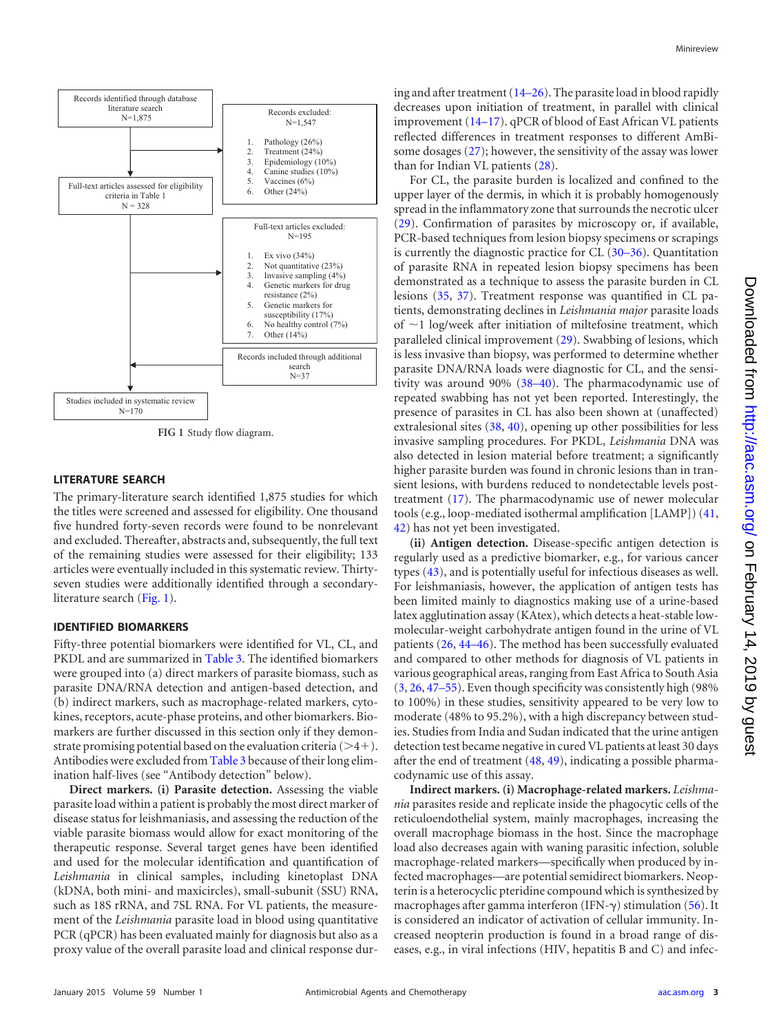Records identified through database literature search
N=1,875

Records excluded:
N=1,547

1. Pathology (26%)
2. Treatment (24%)
3. Epidemiology (10%)
4. Canine studies (10%)
5. Vaccines (6%)
6. Other (24%)

Full-text articles assessed for eligibility criteria in Table 1
N = 328

Full-text articles excluded:
N=195

1. Ex vivo (34%)
2. Not quantitative (23%)
3. Invasive sampling (4%)
4. Genetic markers for drug resistance (2%)
5. Genetic markers for susceptibility (17%)
6. No healthy control (7%)
7. Other (14%)

Records included through additional search
N=37

Studies included in systematic review
N=170

**FIG 1** Study flow diagram.

## LITERATURE SEARCH

The primary-literature search identified 1,875 studies for which the titles were screened and assessed for eligibility. One thousand five hundred forty-seven records were found to be nonrelevant and excluded. Thereafter, abstracts and, subsequently, the full text of the remaining studies were assessed for their eligibility; 133 articles were eventually included in this systematic review. Thirty-seven studies were additionally identified through a secondary-literature search (Fig. 1).

## IDENTIFIED BIOMARKERS

Fifty-three potential biomarkers were identified for VL, CL, and PKDL and are summarized in Table 3. The identified biomarkers were grouped into (a) direct markers of parasite biomass, such as parasite DNA/RNA detection and antigen-based detection, and (b) indirect markers, such as macrophage-related markers, cytokines, receptors, acute-phase proteins, and other biomarkers. Biomarkers are further discussed in this section only if they demonstrate promising potential based on the evaluation criteria (>4+). Antibodies were excluded from Table 3 because of their long elimination half-lives (see "Antibody detection" below).

**Direct markers. (i) Parasite detection.** Assessing the viable parasite load within a patient is probably the most direct marker of disease status for leishmaniasis, and assessing the reduction of the viable parasite biomass would allow for exact monitoring of the therapeutic response. Several target genes have been identified and used for the molecular identification and quantification of *Leishmania* in clinical samples, including kinetoplast DNA (kDNA, both mini- and maxicircles), small-subunit (SSU) RNA, such as 18S rRNA, and 7SL RNA. For VL patients, the measurement of the *Leishmania* parasite load in blood using quantitative PCR (qPCR) has been evaluated mainly for diagnosis but also as a proxy value of the overall parasite load and clinical response during and after treatment (14–26). The parasite load in blood rapidly decreases upon initiation of treatment, in parallel with clinical improvement (14–17). qPCR of blood of East African VL patients reflected differences in treatment responses to different AmBisome dosages (27); however, the sensitivity of the assay was lower than for Indian VL patients (28).

For CL, the parasite burden is localized and confined to the upper layer of the dermis, in which it is probably homogenously spread in the inflammatory zone that surrounds the necrotic ulcer (29). Confirmation of parasites by microscopy or, if available, PCR-based techniques from lesion biopsy specimens or scrapings is currently the diagnostic practice for CL (30–36). Quantitation of parasite RNA in repeated lesion biopsy specimens has been demonstrated as a technique to assess the parasite burden in CL lesions (35, 37). Treatment response was quantified in CL patients, demonstrating declines in *Leishmania major* parasite loads of ~1 log/week after initiation of miltefosine treatment, which paralleled clinical improvement (29). Swabbing of lesions, which is less invasive than biopsy, was performed to determine whether parasite DNA/RNA loads were diagnostic for CL, and the sensitivity was around 90% (38–40). The pharmacodynamic use of repeated swabbing has not yet been reported. Interestingly, the presence of parasites in CL has also been shown at (unaffected) extralesional sites (38, 40), opening up other possibilities for less invasive sampling procedures. For PKDL, *Leishmania* DNA was also detected in lesion material before treatment; a significantly higher parasite burden was found in chronic lesions than in transient lesions, with burdens reduced to nondetectable levels post-treatment (17). The pharmacodynamic use of newer molecular tools (e.g., loop-mediated isothermal amplification [LAMP]) (41, 42) has not yet been investigated.

**(ii) Antigen detection.** Disease-specific antigen detection is regularly used as a predictive biomarker, e.g., for various cancer types (43), and is potentially useful for infectious diseases as well. For leishmaniasis, however, the application of antigen tests has been limited mainly to diagnostics making use of a urine-based latex agglutination assay (KAtex), which detects a heat-stable low-molecular-weight carbohydrate antigen found in the urine of VL patients (26, 44–46). The method has been successfully evaluated and compared to other methods for diagnosis of VL patients in various geographical areas, ranging from East Africa to South Asia (3, 26, 47–55). Even though specificity was consistently high (98% to 100%) in these studies, sensitivity appeared to be very low to moderate (48% to 95.2%), with a high discrepancy between studies. Studies from India and Sudan indicated that the urine antigen detection test became negative in cured VL patients at least 30 days after the end of treatment (48, 49), indicating a possible pharmacodynamic use of this assay.

**Indirect markers. (i) Macrophage-related markers.** *Leishmania* parasites reside and replicate inside the phagocytic cells of the reticuloendothelial system, mainly macrophages, increasing the overall macrophage biomass in the host. Since the macrophage load also decreases again with waning parasitic infection, soluble macrophage-related markers—specifically when produced by infected macrophages—are potential semidirect biomarkers. Neopterin is a heterocyclic pteridine compound which is synthesized by macrophages after gamma interferon (IFN-γ) stimulation (56). It is considered an indicator of activation of cellular immunity. Increased neopterin production is found in a broad range of diseases, e.g., in viral infections (HIV, hepatitis B and C) and infec-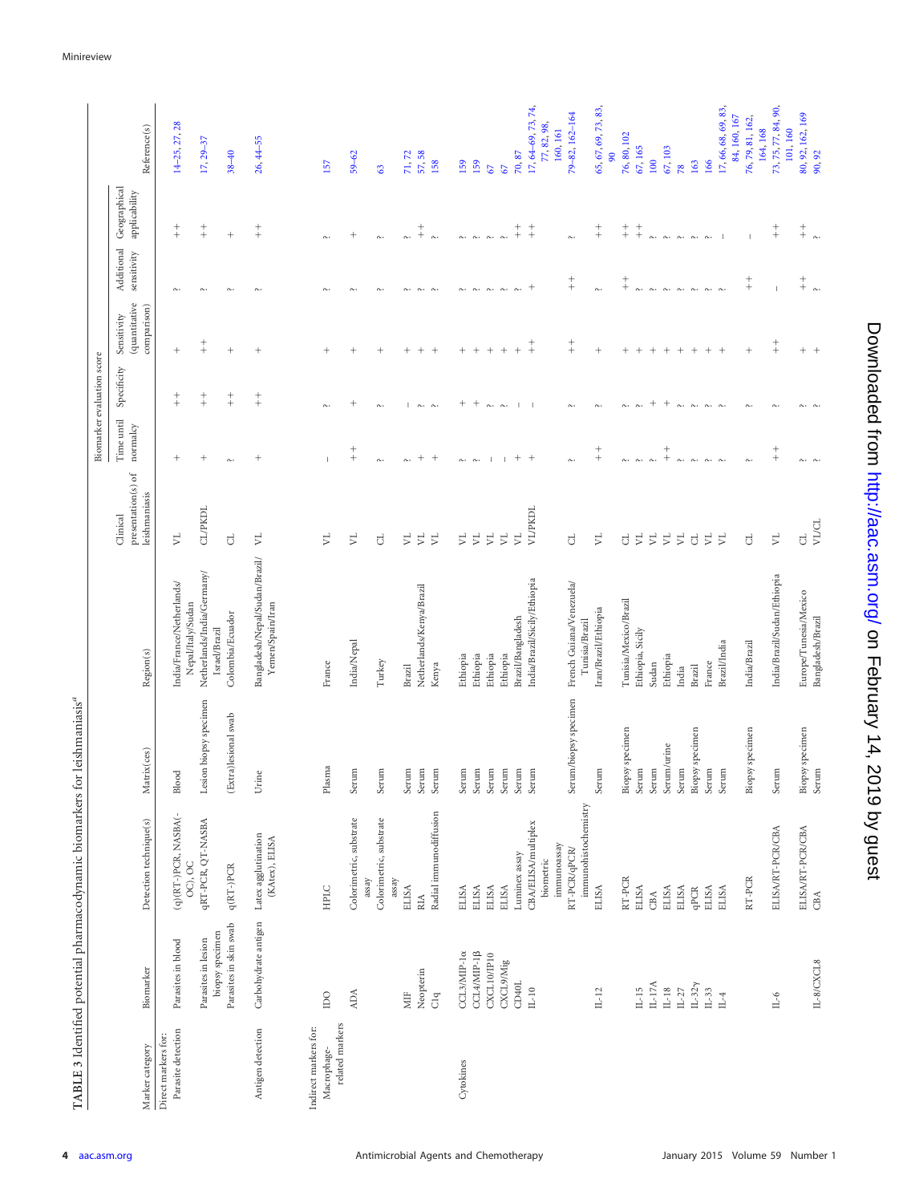TABLE 3 Identified potential pharmacodynamic biomarkers for leishmaniasis[a]

| Marker category | Biomarker | Detection technique(s) | Matrix(ces) | Region(s) | Clinical presentation(s) of leishmaniasis | Biomarker evaluation score | | | | | Reference(s) |
|---|---|---|---|---|---|---|---|---|---|---|---|
| | | | | | | Time until normalcy | Specificity | Sensitivity (quantitative comparison) | Additional sensitivity | Geographical applicability | |
| Direct markers for: | | | | | | | | | | | |
| Parasite detection | Parasites in blood | (q)(RT-)PCR, NASBA(-OC), OC | Blood | India/France/Netherlands/Nepal/Italy/Sudan | VL | + | ++ | + | ? | ++ | 14–25, 27, 28 |
| | Parasites in lesion biopsy specimen | qRT-PCR, QT-NASBA | Lesion biopsy specimen | Netherlands/India/Germany/Israel/Brazil | CL/PKDL | + | ++ | ++ | ? | ++ | 17, 29–37 |
| | Parasites in skin swab | q(RT-)PCR | (Extra)lesional swab | Colombia/Ecuador | CL | ? | ++ | + | ? | + | 38–40 |
| Antigen detection | Carbohydrate antigen | Latex agglutination (KAtex), ELISA | Urine | Bangladesh/Nepal/Sudan/Brazil/Yemen/Spain/Iran | VL | + | ++ | + | ? | ++ | 26, 44–55 |
| Indirect markers for: | | | | | | | | | | | |
| Macrophage-related markers | IDO | HPLC | Plasma | France | VL | − | ? | + | ? | ? | 157 |
| | ADA | Colorimetric, substrate assay | Serum | India/Nepal | VL | ++ | + | + | ? | + | 59–62 |
| | | Colorimetric, substrate assay | Serum | Turkey | CL | ? | ? | + | ? | ? | 63 |
| | MIF | ELISA | Serum | Brazil | VL | ? | − | + | ? | ? | 71, 72 |
| | Neopterin | RIA | Serum | Netherlands/Kenya/Brazil | VL | + | ? | + | ? | ++ | 57, 58 |
| | C1q | Radial immunodiffusion | Serum | Kenya | VL | + | ? | + | ? | ? | 158 |
| Cytokines | CCL3/MIP-1α | ELISA | Serum | Ethiopia | VL | ? | + | + | ? | ? | 159 |
| | CCL4/MIP-1β | ELISA | Serum | Ethiopia | VL | ? | + | + | ? | ? | 159 |
| | CXCL10/IP10 | ELISA | Serum | Ethiopia | VL | − | ? | + | ? | ? | 67 |
| | CXCL9/Mig | ELISA | Serum | Ethiopia | VL | − | ? | + | ? | ? | 67 |
| | CD40L | Luminex assay | Serum | Brazil/Bangladesh | VL | + | − | + | ? | ++ | 70, 87 |
| | IL-10 | CBA/ELISA/multiplex biometric immunoassay | Serum | India/Brazil/Sicily/Ethiopia | VL/PKDL | + | − | ++ | + | ++ | 17, 64–69, 73, 74, 77, 82, 98, 160, 161 |
| | | RT-PCR/qPCR/immunohistochemistry | Serum/biopsy specimen | French Guiana/Venezuela/Tunisia/Brazil | CL | ? | ? | ++ | ++ | ? | 79–82, 162–164 |
| | IL-12 | ELISA | Serum | Iran/Brazil/Ethiopia | VL | ++ | ? | + | ? | ++ | 65, 67, 69, 73, 83, 90 |
| | | RT-PCR | Biopsy specimen | Tunisia/Mexico/Brazil | CL | ? | ? | + | ++ | ++ | 76, 80, 102 |
| | IL-15 | ELISA | Serum | Ethiopia, Sicily | VL | ? | ? | + | ? | ++ | 67, 165 |
| | IL-17A | CBA | Serum | Sudan | VL | ? | + | + | ? | ? | 100 |
| | IL-18 | ELISA | Serum/urine | Ethiopia | VL | ++ | + | + | ? | ? | 67, 103 |
| | IL-27 | ELISA | Serum | India | VL | ? | ? | + | ? | ? | 78 |
| | IL-32γ | qPCR | Biopsy specimen | Brazil | CL | ? | ? | + | ? | ? | 163 |
| | IL-33 | ELISA | Serum | France | VL | ? | ? | + | ? | ? | 166 |
| | IL-4 | ELISA | Serum | Brazil/India | VL | ? | ? | + | ? | − | 17, 66, 68, 69, 83, 84, 160, 167 |
| | | RT-PCR | Biopsy specimen | India/Brazil | CL | ? | ? | + | ++ | − | 76, 79, 81, 162, 164, 168 |
| | IL-6 | ELISA/RT-PCR/CBA | Serum | India/Brazil/Sudan/Ethiopia | VL | ++ | ? | ++ | − | ++ | 73, 75, 77, 84, 90, 101, 160 |
| | | ELISA/RT-PCR/CBA | Biopsy specimen | Europe/Tunisia/Mexico | CL | ? | ? | + | ++ | ++ | 80, 92, 162, 169 |
| | IL-8/CXCL8 | CBA | Serum | Bangladesh/Brazil | VL/CL | ? | ? | + | ? | ? | 90, 92 |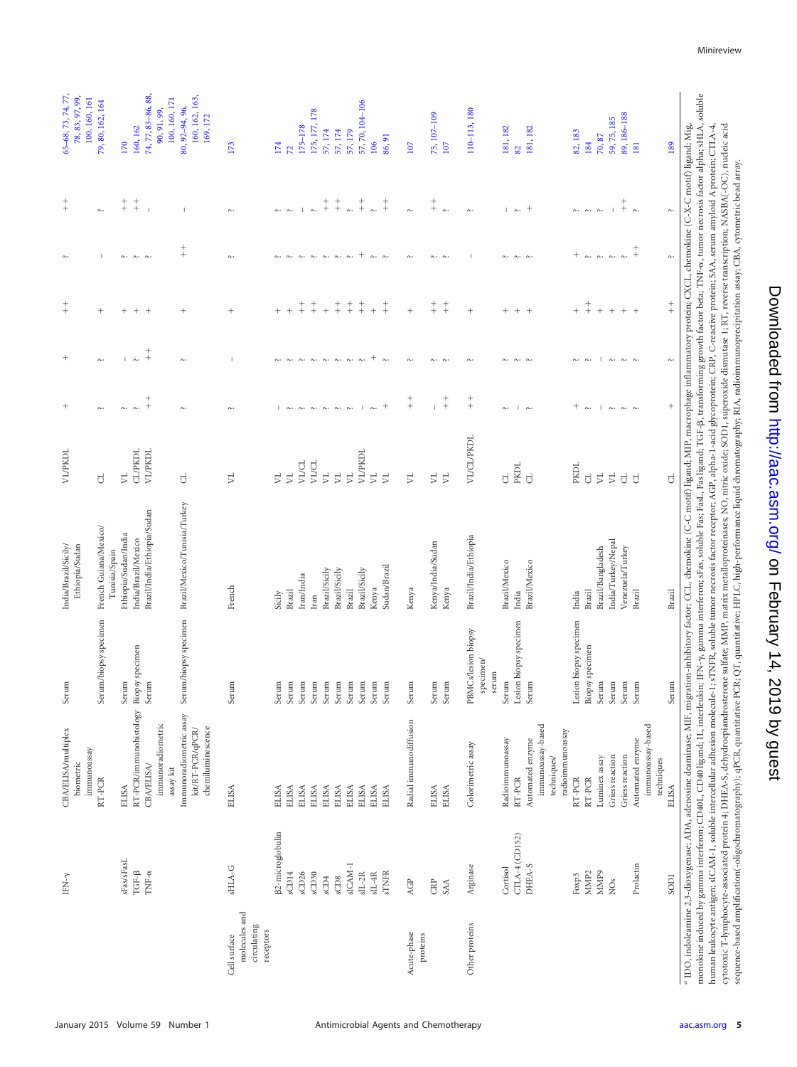| | | | | | | | | | | | |
|---|---|---|---|---|---|---|---|---|---|---|---|
| | IFN-γ | CBA/ELISA/multiplex biometric immunoassay | Serum | India/Brazil/Sicily/Ethiopia/Sudan | VL/PKDL | + | + | ++ | ? | ++ | 65–68, 73, 74, 77, 78, 83, 97, 99, 100, 160, 161 |
| | | RT-PCR | Serum/biopsy specimen | French Guiana/Mexico/Tunisia/Spain | CL | ? | ? | + | – | ? | 79, 80, 162, 164 |
| | sFas/sFasL | ELISA | Serum | Ethiopia/Sudan/India | VL | ? | – | + | ? | ++ | 170 |
| | TGF-β | RT-PCR/immunohistology | Biopsy specimen | India/Brazil/Mexico | CL/PKDL | ? | ? | + | ? | ++ | 160, 162 |
| | TNF-α | CBA/ELISA/immunoradiometric assay kit | Serum | Brazil/India/Ethiopia/Sudan | VL/PKDL | ++ | ++ | + | ? | – | 74, 77, 83–86, 88, 90, 91, 99, 100, 160, 171 |
| | | Immunoradiometric assay kit/RT-PCR/qPCR/chemiluminescence | Serum/biopsy specimen | Brazil/Mexico/Tunisia/Turkey | CL | ? | ? | + | ++ | – | 80, 92–94, 96, 160, 162, 163, 169, 172 |
| Cell surface molecules and circulating receptors | sHLA-G | ELISA | Serum | French | VL | ? | – | + | ? | ? | 173 |
| | β2-microglobulin | ELISA | Serum | Sicily | VL | – | ? | + | ? | ? | 174 |
| | sCD14 | ELISA | Serum | Brazil | VL | ? | ? | + | ? | ? | 72 |
| | sCD26 | ELISA | Serum | Iran/India | VL/CL | ? | ? | ++ | ? | – | 175–178 |
| | sCD30 | ELISA | Serum | Iran | VL/CL | ? | ? | ++ | ? | ? | 175, 177, 178 |
| | sCD4 | ELISA | Serum | Brazil/Sicily | VL | ? | ? | + | ? | ++ | 57, 174 |
| | sCD8 | ELISA | Serum | Brazil/Sicily | VL | ? | ? | ++ | ? | ++ | 57, 174 |
| | sICAM-1 | ELISA | Serum | Brazil | VL | ? | ? | ++ | ? | ? | 57, 179 |
| | sIL-2R | ELISA | Serum | Brazil/Sicily | VL/PKDL | – | ? | ++ | + | ++ | 57, 70, 104–106 |
| | sIL-4R | ELISA | Serum | Kenya | VL | ? | + | + | ? | ? | 106 |
| | sTNFR | ELISA | Serum | Sudan/Brazil | VL | + | ? | ++ | ? | ++ | 86, 91 |
| Acute-phase proteins | AGP | Radial immunodiffusion | Serum | Kenya | VL | ++ | ? | + | ? | ? | 107 |
| | CRP | ELISA | Serum | Kenya/India/Sudan | VL | – | ? | ++ | ? | ++ | 75, 107–109 |
| | SAA | ELISA | Serum | Kenya | VL | ++ | ? | ++ | ? | ? | 107 |
| Other proteins | Arginase | Colorimetric assay | PBMCs/lesion biopsy specimen/serum | Brazil/India/Ethiopia | VL/CL/PKDL | ++ | ? | + | – | ? | 110–113, 180 |
| | Cortisol | Radioimmunoassay | Serum | Brazil/Mexico | CL | ? | ? | + | ? | – | 181, 182 |
| | CTLA-4 (CD152) | RT-PCR | Lesion biopsy specimen | India | PKDL | – | ? | + | ? | ? | 82 |
| | DHEA-S | Automated enzyme immunoassay-based techniques/radioimmunoassay | Serum | Brazil/Mexico | CL | ? | ? | + | ? | + | 181, 182 |
| | Foxp3 | RT-PCR | Lesion biopsy specimen | India | PKDL | + | ? | + | + | ? | 82, 183 |
| | MMP2 | RT-PCR | Biopsy specimen | Brazil | CL | ? | ? | ++ | ? | ? | 184 |
| | MMP9 | Luminex assay | Serum | Brazil/Bangladesh | VL | – | – | + | ? | ? | 70, 87 |
| | NOs | Griess reaction | Serum | India/Turkey/Nepal | VL | ? | ? | + | ? | – | 59, 75, 185 |
| | | Griess reaction | Serum | Venezuela/Turkey | CL | ? | ? | + | ? | ++ | 89, 186–188 |
| | Prolactin | Automated enzyme immunoassay-based techniques | Serum | Brazil | CL | ? | ? | + | ++ | ? | 181 |
| | SOD1 | ELISA | Serum | Brazil | CL | + | ? | ++ | ? | ? | 189 |

[a] IDO, indoleamine 2,3-dioxygenase; ADA, adenosine deaminase; MIF, migration-inhibitory factor; CCL, chemokine (C-C motif) ligand; MIP, macrophage inflammatory protein; CXCL, chemokine (C-X-C motif) ligand; Mig, monokine induced by gamma interferon; CD40L, CD40 ligand; IL, interleukin; IFN-γ, gamma interferon; sFas, soluble Fas; FasL, Fas ligand; TGF-β, transforming growth factor beta; TNF-α, tumor necrosis factor alpha; sHLA, soluble human leukocyte antigen; sICAM-1, soluble intercellular adhesion molecule-1; sTNFR, soluble tumor necrosis factor receptor; AGP, alpha-1-acid glycoprotein; CRP, C-reactive protein; SAA, serum amyloid A protein; CTLA-4, cytotoxic T-lymphocyte-associated protein 4; DHEA-S, dehydroepiandrosterone sulfate; MMP, matrix metalloproteinases; NO, nitric oxide; SOD1, superoxide dismutase 1; RT, reverse transcription; NASBA(-OC), nucleic acid sequence-based amplification(-oligochromatography); qPCR, quantitative PCR; QT, quantitative; HPLC, high-performance liquid chromatography; RIA, radioimmunoprecipitation assay; CBA, cytometric bead array.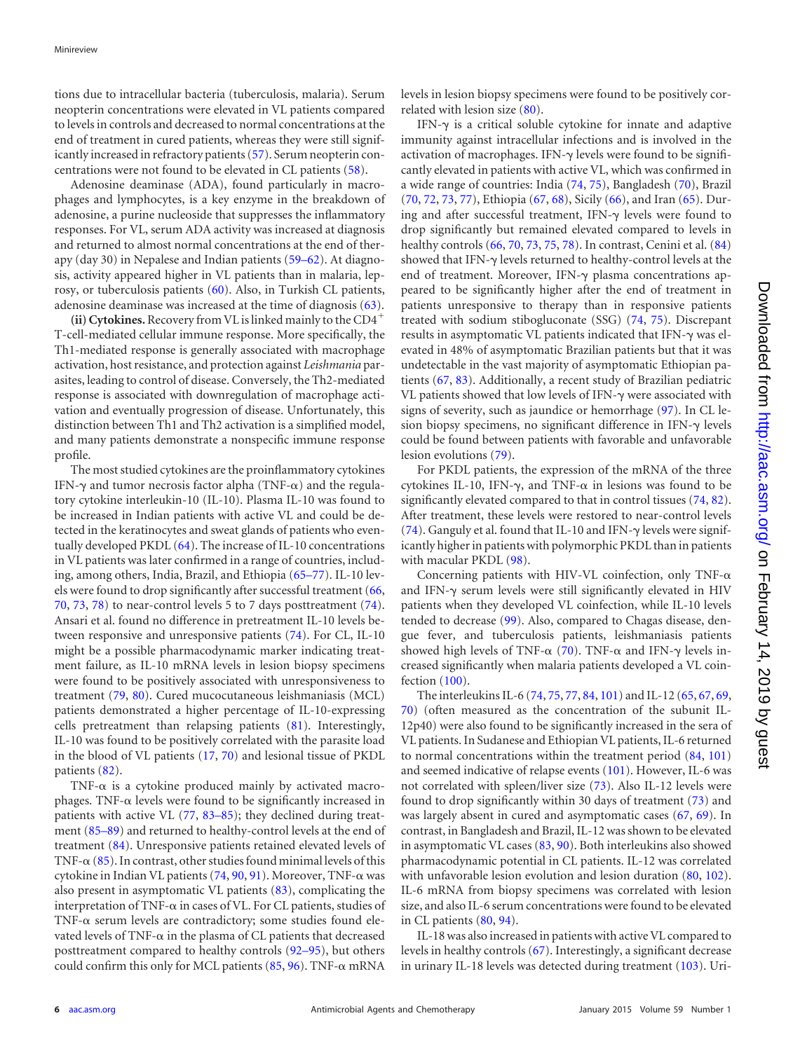tions due to intracellular bacteria (tuberculosis, malaria). Serum neopterin concentrations were elevated in VL patients compared to levels in controls and decreased to normal concentrations at the end of treatment in cured patients, whereas they were still significantly increased in refractory patients (57). Serum neopterin concentrations were not found to be elevated in CL patients (58).

Adenosine deaminase (ADA), found particularly in macrophages and lymphocytes, is a key enzyme in the breakdown of adenosine, a purine nucleoside that suppresses the inflammatory responses. For VL, serum ADA activity was increased at diagnosis and returned to almost normal concentrations at the end of therapy (day 30) in Nepalese and Indian patients (59–62). At diagnosis, activity appeared higher in VL patients than in malaria, leprosy, or tuberculosis patients (60). Also, in Turkish CL patients, adenosine deaminase was increased at the time of diagnosis (63).

**(ii) Cytokines.** Recovery from VL is linked mainly to the $CD4^+$ T-cell-mediated cellular immune response. More specifically, the Th1-mediated response is generally associated with macrophage activation, host resistance, and protection against *Leishmania* parasites, leading to control of disease. Conversely, the Th2-mediated response is associated with downregulation of macrophage activation and eventually progression of disease. Unfortunately, this distinction between Th1 and Th2 activation is a simplified model, and many patients demonstrate a nonspecific immune response profile.

The most studied cytokines are the proinflammatory cytokines IFN-γ and tumor necrosis factor alpha (TNF-α) and the regulatory cytokine interleukin-10 (IL-10). Plasma IL-10 was found to be increased in Indian patients with active VL and could be detected in the keratinocytes and sweat glands of patients who eventually developed PKDL (64). The increase of IL-10 concentrations in VL patients was later confirmed in a range of countries, including, among others, India, Brazil, and Ethiopia (65–77). IL-10 levels were found to drop significantly after successful treatment (66, 70, 73, 78) to near-control levels 5 to 7 days posttreatment (74). Ansari et al. found no difference in pretreatment IL-10 levels between responsive and unresponsive patients (74). For CL, IL-10 might be a possible pharmacodynamic marker indicating treatment failure, as IL-10 mRNA levels in lesion biopsy specimens were found to be positively associated with unresponsiveness to treatment (79, 80). Cured mucocutaneous leishmaniasis (MCL) patients demonstrated a higher percentage of IL-10-expressing cells pretreatment than relapsing patients (81). Interestingly, IL-10 was found to be positively correlated with the parasite load in the blood of VL patients (17, 70) and lesional tissue of PKDL patients (82).

TNF-α is a cytokine produced mainly by activated macrophages. TNF-α levels were found to be significantly increased in patients with active VL (77, 83–85); they declined during treatment (85–89) and returned to healthy-control levels at the end of treatment (84). Unresponsive patients retained elevated levels of TNF-α (85). In contrast, other studies found minimal levels of this cytokine in Indian VL patients (74, 90, 91). Moreover, TNF-α was also present in asymptomatic VL patients (83), complicating the interpretation of TNF-α in cases of VL. For CL patients, studies of TNF-α serum levels are contradictory; some studies found elevated levels of TNF-α in the plasma of CL patients that decreased posttreatment compared to healthy controls (92–95), but others could confirm this only for MCL patients (85, 96). TNF-α mRNA levels in lesion biopsy specimens were found to be positively correlated with lesion size (80).

IFN-γ is a critical soluble cytokine for innate and adaptive immunity against intracellular infections and is involved in the activation of macrophages. IFN-γ levels were found to be significantly elevated in patients with active VL, which was confirmed in a wide range of countries: India (74, 75), Bangladesh (70), Brazil (70, 72, 73, 77), Ethiopia (67, 68), Sicily (66), and Iran (65). During and after successful treatment, IFN-γ levels were found to drop significantly but remained elevated compared to levels in healthy controls (66, 70, 73, 75, 78). In contrast, Cenini et al. (84) showed that IFN-γ levels returned to healthy-control levels at the end of treatment. Moreover, IFN-γ plasma concentrations appeared to be significantly higher after the end of treatment in patients unresponsive to therapy than in responsive patients treated with sodium stibogluconate (SSG) (74, 75). Discrepant results in asymptomatic VL patients indicated that IFN-γ was elevated in 48% of asymptomatic Brazilian patients but that it was undetectable in the vast majority of asymptomatic Ethiopian patients (67, 83). Additionally, a recent study of Brazilian pediatric VL patients showed that low levels of IFN-γ were associated with signs of severity, such as jaundice or hemorrhage (97). In CL lesion biopsy specimens, no significant difference in IFN-γ levels could be found between patients with favorable and unfavorable lesion evolutions (79).

For PKDL patients, the expression of the mRNA of the three cytokines IL-10, IFN-γ, and TNF-α in lesions was found to be significantly elevated compared to that in control tissues (74, 82). After treatment, these levels were restored to near-control levels (74). Ganguly et al. found that IL-10 and IFN-γ levels were significantly higher in patients with polymorphic PKDL than in patients with macular PKDL (98).

Concerning patients with HIV-VL coinfection, only TNF-α and IFN-γ serum levels were still significantly elevated in HIV patients when they developed VL coinfection, while IL-10 levels tended to decrease (99). Also, compared to Chagas disease, dengue fever, and tuberculosis patients, leishmaniasis patients showed high levels of TNF-α (70). TNF-α and IFN-γ levels increased significantly when malaria patients developed a VL coinfection (100).

The interleukins IL-6 (74, 75, 77, 84, 101) and IL-12 (65, 67, 69, 70) (often measured as the concentration of the subunit IL-12p40) were also found to be significantly increased in the sera of VL patients. In Sudanese and Ethiopian VL patients, IL-6 returned to normal concentrations within the treatment period (84, 101) and seemed indicative of relapse events (101). However, IL-6 was not correlated with spleen/liver size (73). Also IL-12 levels were found to drop significantly within 30 days of treatment (73) and was largely absent in cured and asymptomatic cases (67, 69). In contrast, in Bangladesh and Brazil, IL-12 was shown to be elevated in asymptomatic VL cases (83, 90). Both interleukins also showed pharmacodynamic potential in CL patients. IL-12 was correlated with unfavorable lesion evolution and lesion duration (80, 102). IL-6 mRNA from biopsy specimens was correlated with lesion size, and also IL-6 serum concentrations were found to be elevated in CL patients (80, 94).

IL-18 was also increased in patients with active VL compared to levels in healthy controls (67). Interestingly, a significant decrease in urinary IL-18 levels was detected during treatment (103). Uri-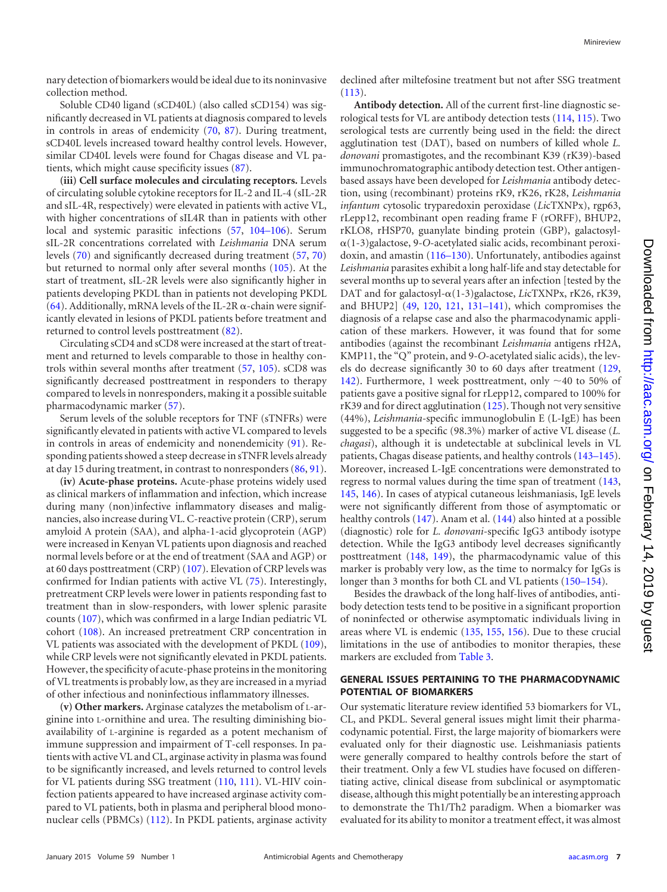nary detection of biomarkers would be ideal due to its noninvasive collection method.

Soluble CD40 ligand (sCD40L) (also called sCD154) was significantly decreased in VL patients at diagnosis compared to levels in controls in areas of endemicity (70, 87). During treatment, sCD40L levels increased toward healthy control levels. However, similar CD40L levels were found for Chagas disease and VL patients, which might cause specificity issues (87).

**(iii) Cell surface molecules and circulating receptors.** Levels of circulating soluble cytokine receptors for IL-2 and IL-4 (sIL-2R and sIL-4R, respectively) were elevated in patients with active VL, with higher concentrations of sIL4R than in patients with other local and systemic parasitic infections (57, 104–106). Serum sIL-2R concentrations correlated with *Leishmania* DNA serum levels (70) and significantly decreased during treatment (57, 70) but returned to normal only after several months (105). At the start of treatment, sIL-2R levels were also significantly higher in patients developing PKDL than in patients not developing PKDL (64). Additionally, mRNA levels of the IL-2R α-chain were significantly elevated in lesions of PKDL patients before treatment and returned to control levels posttreatment (82).

Circulating sCD4 and sCD8 were increased at the start of treatment and returned to levels comparable to those in healthy controls within several months after treatment (57, 105). sCD8 was significantly decreased posttreatment in responders to therapy compared to levels in nonresponders, making it a possible suitable pharmacodynamic marker (57).

Serum levels of the soluble receptors for TNF (sTNFRs) were significantly elevated in patients with active VL compared to levels in controls in areas of endemicity and nonendemicity (91). Responding patients showed a steep decrease in sTNFR levels already at day 15 during treatment, in contrast to nonresponders (86, 91).

**(iv) Acute-phase proteins.** Acute-phase proteins widely used as clinical markers of inflammation and infection, which increase during many (non)infective inflammatory diseases and malignancies, also increase during VL. C-reactive protein (CRP), serum amyloid A protein (SAA), and alpha-1-acid glycoprotein (AGP) were increased in Kenyan VL patients upon diagnosis and reached normal levels before or at the end of treatment (SAA and AGP) or at 60 days posttreatment (CRP) (107). Elevation of CRP levels was confirmed for Indian patients with active VL (75). Interestingly, pretreatment CRP levels were lower in patients responding fast to treatment than in slow-responders, with lower splenic parasite counts (107), which was confirmed in a large Indian pediatric VL cohort (108). An increased pretreatment CRP concentration in VL patients was associated with the development of PKDL (109), while CRP levels were not significantly elevated in PKDL patients. However, the specificity of acute-phase proteins in the monitoring of VL treatments is probably low, as they are increased in a myriad of other infectious and noninfectious inflammatory illnesses.

**(v) Other markers.** Arginase catalyzes the metabolism of L-arginine into L-ornithine and urea. The resulting diminishing bioavailability of L-arginine is regarded as a potent mechanism of immune suppression and impairment of T-cell responses. In patients with active VL and CL, arginase activity in plasma was found to be significantly increased, and levels returned to control levels for VL patients during SSG treatment (110, 111). VL-HIV coinfection patients appeared to have increased arginase activity compared to VL patients, both in plasma and peripheral blood mononuclear cells (PBMCs) (112). In PKDL patients, arginase activity declined after miltefosine treatment but not after SSG treatment (113).

**Antibody detection.** All of the current first-line diagnostic serological tests for VL are antibody detection tests (114, 115). Two serological tests are currently being used in the field: the direct agglutination test (DAT), based on numbers of killed whole *L. donovani* promastigotes, and the recombinant K39 (rK39)-based immunochromatographic antibody detection test. Other antigen-based assays have been developed for *Leishmania* antibody detection, using (recombinant) proteins rK9, rK26, rK28, *Leishmania infantum* cytosolic tryparedoxin peroxidase (*Li*cTXNPx), rgp63, rLepp12, recombinant open reading frame F (rORFF), BHUP2, rKLO8, rHSP70, guanylate binding protein (GBP), galactosyl-α(1-3)galactose, 9-*O*-acetylated sialic acids, recombinant peroxidoxin, and amastin (116–130). Unfortunately, antibodies against *Leishmania* parasites exhibit a long half-life and stay detectable for several months up to several years after an infection [tested by the DAT and for galactosyl-α(1-3)galactose, *Li*cTXNPx, rK26, rK39, and BHUP2] (49, 120, 121, 131–141), which compromises the diagnosis of a relapse case and also the pharmacodynamic application of these markers. However, it was found that for some antibodies (against the recombinant *Leishmania* antigens rH2A, KMP11, the "Q" protein, and 9-*O*-acetylated sialic acids), the levels do decrease significantly 30 to 60 days after treatment (129, 142). Furthermore, 1 week posttreatment, only ~40 to 50% of patients gave a positive signal for rLepp12, compared to 100% for rK39 and for direct agglutination (125). Though not very sensitive (44%), *Leishmania*-specific immunoglobulin E (L-IgE) has been suggested to be a specific (98.3%) marker of active VL disease (*L. chagasi*), although it is undetectable at subclinical levels in VL patients, Chagas disease patients, and healthy controls (143–145). Moreover, increased L-IgE concentrations were demonstrated to regress to normal values during the time span of treatment (143, 145, 146). In cases of atypical cutaneous leishmaniasis, IgE levels were not significantly different from those of asymptomatic or healthy controls (147). Anam et al. (144) also hinted at a possible (diagnostic) role for *L. donovani*-specific IgG3 antibody isotype detection. While the IgG3 antibody level decreases significantly posttreatment (148, 149), the pharmacodynamic value of this marker is probably very low, as the time to normalcy for IgGs is longer than 3 months for both CL and VL patients (150–154).

Besides the drawback of the long half-lives of antibodies, antibody detection tests tend to be positive in a significant proportion of noninfected or otherwise asymptomatic individuals living in areas where VL is endemic (135, 155, 156). Due to these crucial limitations in the use of antibodies to monitor therapies, these markers are excluded from Table 3.

## GENERAL ISSUES PERTAINING TO THE PHARMACODYNAMIC POTENTIAL OF BIOMARKERS

Our systematic literature review identified 53 biomarkers for VL, CL, and PKDL. Several general issues might limit their pharmacodynamic potential. First, the large majority of biomarkers were evaluated only for their diagnostic use. Leishmaniasis patients were generally compared to healthy controls before the start of their treatment. Only a few VL studies have focused on differentiating active, clinical disease from subclinical or asymptomatic disease, although this might potentially be an interesting approach to demonstrate the Th1/Th2 paradigm. When a biomarker was evaluated for its ability to monitor a treatment effect, it was almost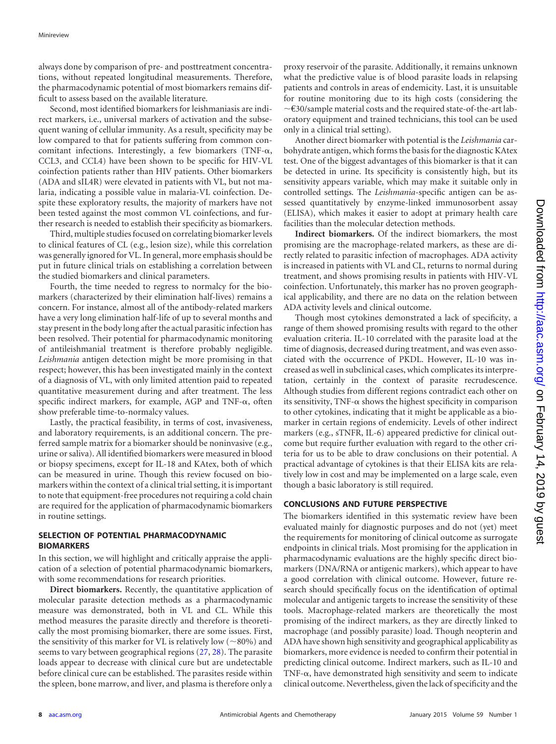always done by comparison of pre- and posttreatment concentrations, without repeated longitudinal measurements. Therefore, the pharmacodynamic potential of most biomarkers remains difficult to assess based on the available literature.

Second, most identified biomarkers for leishmaniasis are indirect markers, i.e., universal markers of activation and the subsequent waning of cellular immunity. As a result, specificity may be low compared to that for patients suffering from common concomitant infections. Interestingly, a few biomarkers (TNF-α, CCL3, and CCL4) have been shown to be specific for HIV-VL coinfection patients rather than HIV patients. Other biomarkers (ADA and sIL4R) were elevated in patients with VL, but not malaria, indicating a possible value in malaria-VL coinfection. Despite these exploratory results, the majority of markers have not been tested against the most common VL coinfections, and further research is needed to establish their specificity as biomarkers.

Third, multiple studies focused on correlating biomarker levels to clinical features of CL (e.g., lesion size), while this correlation was generally ignored for VL. In general, more emphasis should be put in future clinical trials on establishing a correlation between the studied biomarkers and clinical parameters.

Fourth, the time needed to regress to normalcy for the biomarkers (characterized by their elimination half-lives) remains a concern. For instance, almost all of the antibody-related markers have a very long elimination half-life of up to several months and stay present in the body long after the actual parasitic infection has been resolved. Their potential for pharmacodynamic monitoring of antileishmanial treatment is therefore probably negligible. *Leishmania* antigen detection might be more promising in that respect; however, this has been investigated mainly in the context of a diagnosis of VL, with only limited attention paid to repeated quantitative measurement during and after treatment. The less specific indirect markers, for example, AGP and TNF-α, often show preferable time-to-normalcy values.

Lastly, the practical feasibility, in terms of cost, invasiveness, and laboratory requirements, is an additional concern. The preferred sample matrix for a biomarker should be noninvasive (e.g., urine or saliva). All identified biomarkers were measured in blood or biopsy specimens, except for IL-18 and KAtex, both of which can be measured in urine. Though this review focused on biomarkers within the context of a clinical trial setting, it is important to note that equipment-free procedures not requiring a cold chain are required for the application of pharmacodynamic biomarkers in routine settings.

## SELECTION OF POTENTIAL PHARMACODYNAMIC BIOMARKERS

In this section, we will highlight and critically appraise the application of a selection of potential pharmacodynamic biomarkers, with some recommendations for research priorities.

**Direct biomarkers.** Recently, the quantitative application of molecular parasite detection methods as a pharmacodynamic measure was demonstrated, both in VL and CL. While this method measures the parasite directly and therefore is theoretically the most promising biomarker, there are some issues. First, the sensitivity of this marker for VL is relatively low (~80%) and seems to vary between geographical regions (27, 28). The parasite loads appear to decrease with clinical cure but are undetectable before clinical cure can be established. The parasites reside within the spleen, bone marrow, and liver, and plasma is therefore only a proxy reservoir of the parasite. Additionally, it remains unknown what the predictive value is of blood parasite loads in relapsing patients and controls in areas of endemicity. Last, it is unsuitable for routine monitoring due to its high costs (considering the ~€30/sample material costs and the required state-of-the-art laboratory equipment and trained technicians, this tool can be used only in a clinical trial setting).

Another direct biomarker with potential is the *Leishmania* carbohydrate antigen, which forms the basis for the diagnostic KAtex test. One of the biggest advantages of this biomarker is that it can be detected in urine. Its specificity is consistently high, but its sensitivity appears variable, which may make it suitable only in controlled settings. The *Leishmania*-specific antigen can be assessed quantitatively by enzyme-linked immunosorbent assay (ELISA), which makes it easier to adopt at primary health care facilities than the molecular detection methods.

**Indirect biomarkers.** Of the indirect biomarkers, the most promising are the macrophage-related markers, as these are directly related to parasitic infection of macrophages. ADA activity is increased in patients with VL and CL, returns to normal during treatment, and shows promising results in patients with HIV-VL coinfection. Unfortunately, this marker has no proven geographical applicability, and there are no data on the relation between ADA activity levels and clinical outcome.

Though most cytokines demonstrated a lack of specificity, a range of them showed promising results with regard to the other evaluation criteria. IL-10 correlated with the parasite load at the time of diagnosis, decreased during treatment, and was even associated with the occurrence of PKDL. However, IL-10 was increased as well in subclinical cases, which complicates its interpretation, certainly in the context of parasite recrudescence. Although studies from different regions contradict each other on its sensitivity, TNF-α shows the highest specificity in comparison to other cytokines, indicating that it might be applicable as a biomarker in certain regions of endemicity. Levels of other indirect markers (e.g., sTNFR, IL-6) appeared predictive for clinical outcome but require further evaluation with regard to the other criteria for us to be able to draw conclusions on their potential. A practical advantage of cytokines is that their ELISA kits are relatively low in cost and may be implemented on a large scale, even though a basic laboratory is still required.

## CONCLUSIONS AND FUTURE PERSPECTIVE

The biomarkers identified in this systematic review have been evaluated mainly for diagnostic purposes and do not (yet) meet the requirements for monitoring of clinical outcome as surrogate endpoints in clinical trials. Most promising for the application in pharmacodynamic evaluations are the highly specific direct biomarkers (DNA/RNA or antigenic markers), which appear to have a good correlation with clinical outcome. However, future research should specifically focus on the identification of optimal molecular and antigenic targets to increase the sensitivity of these tools. Macrophage-related markers are theoretically the most promising of the indirect markers, as they are directly linked to macrophage (and possibly parasite) load. Though neopterin and ADA have shown high sensitivity and geographical applicability as biomarkers, more evidence is needed to confirm their potential in predicting clinical outcome. Indirect markers, such as IL-10 and TNF-α, have demonstrated high sensitivity and seem to indicate clinical outcome. Nevertheless, given the lack of specificity and the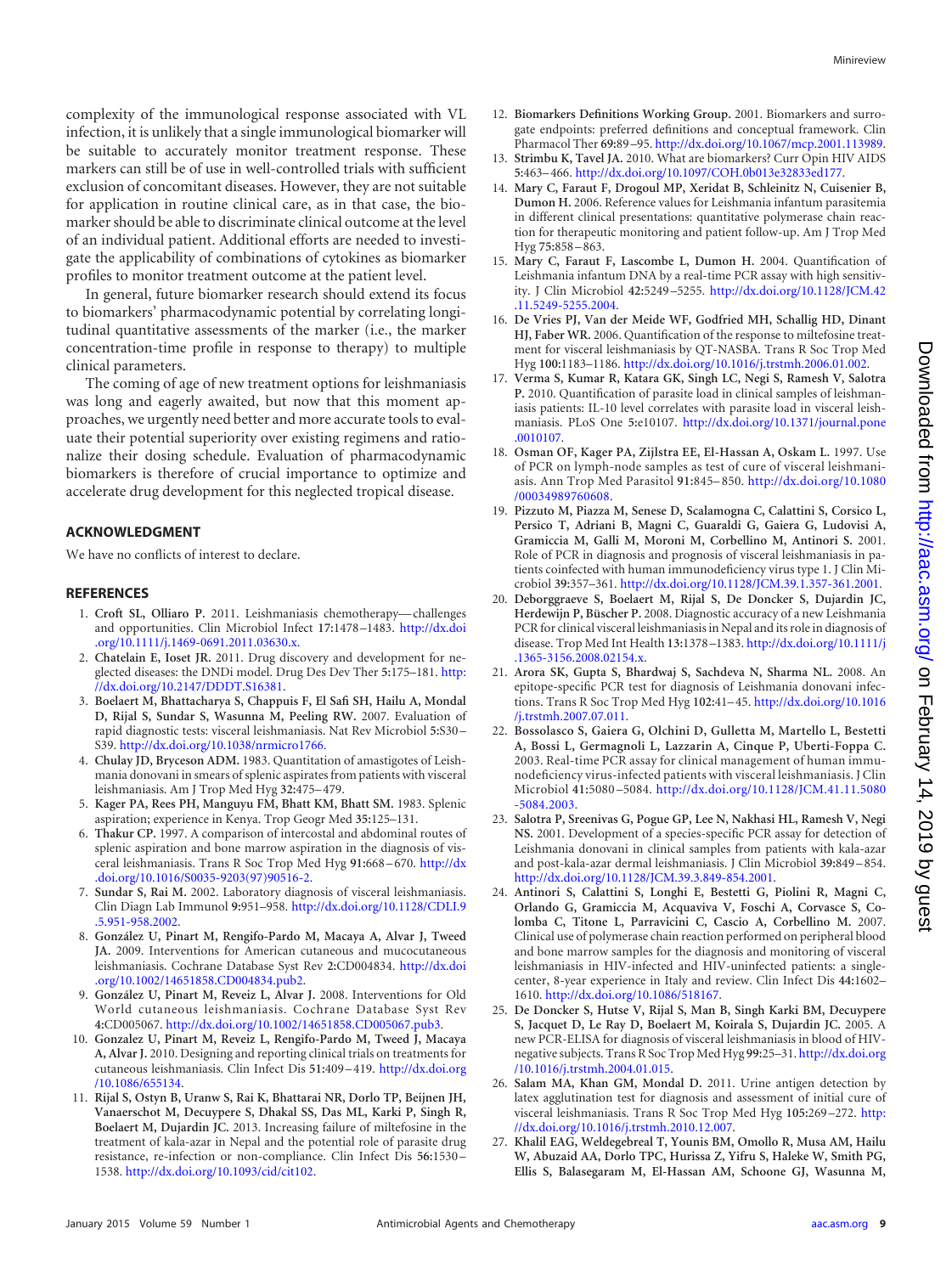complexity of the immunological response associated with VL infection, it is unlikely that a single immunological biomarker will be suitable to accurately monitor treatment response. These markers can still be of use in well-controlled trials with sufficient exclusion of concomitant diseases. However, they are not suitable for application in routine clinical care, as in that case, the biomarker should be able to discriminate clinical outcome at the level of an individual patient. Additional efforts are needed to investigate the applicability of combinations of cytokines as biomarker profiles to monitor treatment outcome at the patient level.

In general, future biomarker research should extend its focus to biomarkers' pharmacodynamic potential by correlating longitudinal quantitative assessments of the marker (i.e., the marker concentration-time profile in response to therapy) to multiple clinical parameters.

The coming of age of new treatment options for leishmaniasis was long and eagerly awaited, but now that this moment approaches, we urgently need better and more accurate tools to evaluate their potential superiority over existing regimens and rationalize their dosing schedule. Evaluation of pharmacodynamic biomarkers is therefore of crucial importance to optimize and accelerate drug development for this neglected tropical disease.

## ACKNOWLEDGMENT

We have no conflicts of interest to declare.

## REFERENCES

1. **Croft SL, Olliaro P.** 2011. Leishmaniasis chemotherapy—challenges and opportunities. Clin Microbiol Infect **17:**1478–1483. http://dx.doi.org/10.1111/j.1469-0691.2011.03630.x.
2. **Chatelain E, Ioset JR.** 2011. Drug discovery and development for neglected diseases: the DNDi model. Drug Des Dev Ther **5:**175–181. http://dx.doi.org/10.2147/DDDT.S16381.
3. **Boelaert M, Bhattacharya S, Chappuis F, El Safi SH, Hailu A, Mondal D, Rijal S, Sundar S, Wasunna M, Peeling RW.** 2007. Evaluation of rapid diagnostic tests: visceral leishmaniasis. Nat Rev Microbiol **5:**S30–S39. http://dx.doi.org/10.1038/nrmicro1766.
4. **Chulay JD, Bryceson ADM.** 1983. Quantitation of amastigotes of Leishmania donovani in smears of splenic aspirates from patients with visceral leishmaniasis. Am J Trop Med Hyg **32:**475–479.
5. **Kager PA, Rees PH, Manguyu FM, Bhatt KM, Bhatt SM.** 1983. Splenic aspiration; experience in Kenya. Trop Geogr Med **35:**125–131.
6. **Thakur CP.** 1997. A comparison of intercostal and abdominal routes of splenic aspiration and bone marrow aspiration in the diagnosis of visceral leishmaniasis. Trans R Soc Trop Med Hyg **91:**668–670. http://dx.doi.org/10.1016/S0035-9203(97)90516-2.
7. **Sundar S, Rai M.** 2002. Laboratory diagnosis of visceral leishmaniasis. Clin Diagn Lab Immunol **9:**951–958. http://dx.doi.org/10.1128/CDLI.9.5.951-958.2002.
8. **González U, Pinart M, Rengifo-Pardo M, Macaya A, Alvar J, Tweed JA.** 2009. Interventions for American cutaneous and mucocutaneous leishmaniasis. Cochrane Database Syst Rev **2:**CD004834. http://dx.doi.org/10.1002/14651858.CD004834.pub2.
9. **González U, Pinart M, Reveiz L, Alvar J.** 2008. Interventions for Old World cutaneous leishmaniasis. Cochrane Database Syst Rev **4:**CD005067. http://dx.doi.org/10.1002/14651858.CD005067.pub3.
10. **Gonzalez U, Pinart M, Reveiz L, Rengifo-Pardo M, Tweed J, Macaya A, Alvar J.** 2010. Designing and reporting clinical trials on treatments for cutaneous leishmaniasis. Clin Infect Dis **51:**409–419. http://dx.doi.org/10.1086/655134.
11. **Rijal S, Ostyn B, Uranw S, Rai K, Bhattarai NR, Dorlo TP, Beijnen JH, Vanaerschot M, Decuypere S, Dhakal SS, Das ML, Karki P, Singh R, Boelaert M, Dujardin JC.** 2013. Increasing failure of miltefosine in the treatment of kala-azar in Nepal and the potential role of parasite drug resistance, re-infection or non-compliance. Clin Infect Dis **56:**1530–1538. http://dx.doi.org/10.1093/cid/cit102.
12. **Biomarkers Definitions Working Group.** 2001. Biomarkers and surrogate endpoints: preferred definitions and conceptual framework. Clin Pharmacol Ther **69:**89–95. http://dx.doi.org/10.1067/mcp.2001.113989.
13. **Strimbu K, Tavel JA.** 2010. What are biomarkers? Curr Opin HIV AIDS **5:**463–466. http://dx.doi.org/10.1097/COH.0b013e32833ed177.
14. **Mary C, Faraut F, Drogoul MP, Xeridat B, Schleinitz N, Cuisenier B, Dumon H.** 2006. Reference values for Leishmania infantum parasitemia in different clinical presentations: quantitative polymerase chain reaction for therapeutic monitoring and patient follow-up. Am J Trop Med Hyg **75:**858–863.
15. **Mary C, Faraut F, Lascombe L, Dumon H.** 2004. Quantification of Leishmania infantum DNA by a real-time PCR assay with high sensitivity. J Clin Microbiol **42:**5249–5255. http://dx.doi.org/10.1128/JCM.42.11.5249-5255.2004.
16. **De Vries PJ, Van der Meide WF, Godfried MH, Schallig HD, Dinant HJ, Faber WR.** 2006. Quantification of the response to miltefosine treatment for visceral leishmaniasis by QT-NASBA. Trans R Soc Trop Med Hyg **100:**1183–1186. http://dx.doi.org/10.1016/j.trstmh.2006.01.002.
17. **Verma S, Kumar R, Katara GK, Singh LC, Negi S, Ramesh V, Salotra P.** 2010. Quantification of parasite load in clinical samples of leishmaniasis patients: IL-10 level correlates with parasite load in visceral leishmaniasis. PLoS One **5:**e10107. http://dx.doi.org/10.1371/journal.pone.0010107.
18. **Osman OF, Kager PA, Zijlstra EE, El-Hassan A, Oskam L.** 1997. Use of PCR on lymph-node samples as test of cure of visceral leishmaniasis. Ann Trop Med Parasitol **91:**845–850. http://dx.doi.org/10.1080/00034989760608.
19. **Pizzuto M, Piazza M, Senese D, Scalamogna C, Calattini S, Corsico L, Persico T, Adriani B, Magni C, Guaraldi G, Gaiera G, Ludovisi A, Gramiccia M, Galli M, Moroni M, Corbellino M, Antinori S.** 2001. Role of PCR in diagnosis and prognosis of visceral leishmaniasis in patients coinfected with human immunodeficiency virus type 1. J Clin Microbiol **39:**357–361. http://dx.doi.org/10.1128/JCM.39.1.357-361.2001.
20. **Deborggraeve S, Boelaert M, Rijal S, De Doncker S, Dujardin JC, Herdewijn P, Büscher P.** 2008. Diagnostic accuracy of a new Leishmania PCR for clinical visceral leishmaniasis in Nepal and its role in diagnosis of disease. Trop Med Int Health **13:**1378–1383. http://dx.doi.org/10.1111/j.1365-3156.2008.02154.x.
21. **Arora SK, Gupta S, Bhardwaj S, Sachdeva N, Sharma NL.** 2008. An epitope-specific PCR test for diagnosis of Leishmania donovani infections. Trans R Soc Trop Med Hyg **102:**41–45. http://dx.doi.org/10.1016/j.trstmh.2007.07.011.
22. **Bossolasco S, Gaiera G, Olchini D, Gulletta M, Martello L, Bestetti A, Bossi L, Germagnoli L, Lazzarin A, Cinque P, Uberti-Foppa C.** 2003. Real-time PCR assay for clinical management of human immunodeficiency virus-infected patients with visceral leishmaniasis. J Clin Microbiol **41:**5080–5084. http://dx.doi.org/10.1128/JCM.41.11.5080-5084.2003.
23. **Salotra P, Sreenivas G, Pogue GP, Lee N, Nakhasi HL, Ramesh V, Negi NS.** 2001. Development of a species-specific PCR assay for detection of Leishmania donovani in clinical samples from patients with kala-azar and post-kala-azar dermal leishmaniasis. J Clin Microbiol **39:**849–854. http://dx.doi.org/10.1128/JCM.39.3.849-854.2001.
24. **Antinori S, Calattini S, Longhi E, Bestetti G, Piolini R, Magni C, Orlando G, Gramiccia M, Acquaviva V, Foschi A, Corvasce S, Colomba C, Titone L, Parravicini C, Cascio A, Corbellino M.** 2007. Clinical use of polymerase chain reaction performed on peripheral blood and bone marrow samples for the diagnosis and monitoring of visceral leishmaniasis in HIV-infected and HIV-uninfected patients: a single-center, 8-year experience in Italy and review. Clin Infect Dis **44:**1602–1610. http://dx.doi.org/10.1086/518167.
25. **De Doncker S, Hutse V, Rijal S, Man B, Singh Karki BM, Decuypere S, Jacquet D, Le Ray D, Boelaert M, Koirala S, Dujardin JC.** 2005. A new PCR-ELISA for diagnosis of visceral leishmaniasis in blood of HIV-negative subjects. Trans R Soc Trop Med Hyg **99:**25–31. http://dx.doi.org/10.1016/j.trstmh.2004.01.015.
26. **Salam MA, Khan GM, Mondal D.** 2011. Urine antigen detection by latex agglutination test for diagnosis and assessment of initial cure of visceral leishmaniasis. Trans R Soc Trop Med Hyg **105:**269–272. http://dx.doi.org/10.1016/j.trstmh.2010.12.007.
27. **Khalil EAG, Weldegebreal T, Younis BM, Omollo R, Musa AM, Hailu W, Abuzaid AA, Dorlo TPC, Hurissa Z, Yifru S, Haleke W, Smith PG, Ellis S, Balasegaram M, El-Hassan AM, Schoone GJ, Wasunna M,**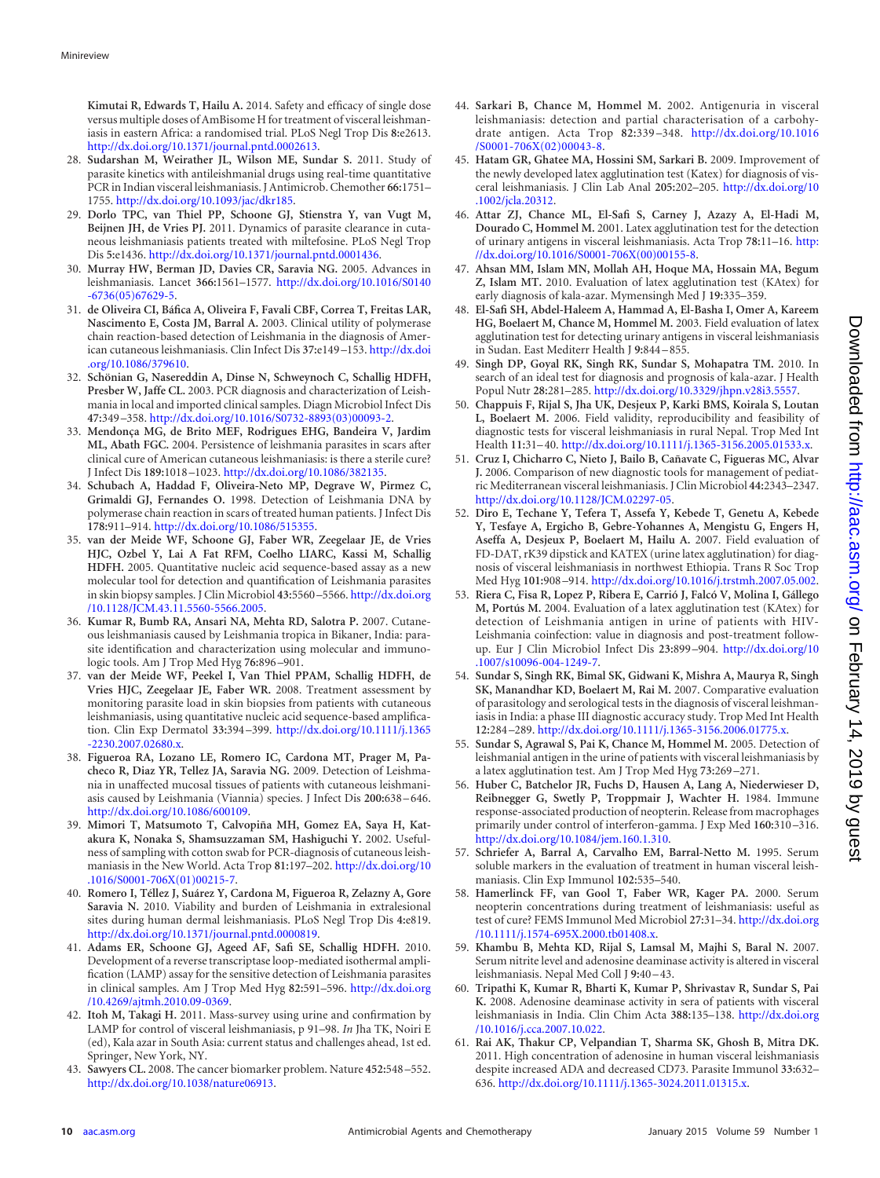Kimutai R, Edwards T, Hailu A. 2014. Safety and efficacy of single dose versus multiple doses of AmBisome H for treatment of visceral leishmaniasis in eastern Africa: a randomised trial. PLoS Negl Trop Dis 8:e2613. http://dx.doi.org/10.1371/journal.pntd.0002613.

28. Sudarshan M, Weirather JL, Wilson ME, Sundar S. 2011. Study of parasite kinetics with antileishmanial drugs using real-time quantitative PCR in Indian visceral leishmaniasis. J Antimicrob. Chemother 66:1751–1755. http://dx.doi.org/10.1093/jac/dkr185.
29. Dorlo TPC, van Thiel PP, Schoone GJ, Stienstra Y, van Vugt M, Beijnen JH, de Vries PJ. 2011. Dynamics of parasite clearance in cutaneous leishmaniasis patients treated with miltefosine. PLoS Negl Trop Dis 5:e1436. http://dx.doi.org/10.1371/journal.pntd.0001436.
30. Murray HW, Berman JD, Davies CR, Saravia NG. 2005. Advances in leishmaniasis. Lancet 366:1561–1577. http://dx.doi.org/10.1016/S0140-6736(05)67629-5.
31. de Oliveira CI, Báfica A, Oliveira F, Favali CBF, Correa T, Freitas LAR, Nascimento E, Costa JM, Barral A. 2003. Clinical utility of polymerase chain reaction-based detection of Leishmania in the diagnosis of American cutaneous leishmaniasis. Clin Infect Dis 37:e149–153. http://dx.doi.org/10.1086/379610.
32. Schönian G, Nasereddin A, Dinse N, Schweynoch C, Schallig HDFH, Presber W, Jaffe CL. 2003. PCR diagnosis and characterization of Leishmania in local and imported clinical samples. Diagn Microbiol Infect Dis 47:349–358. http://dx.doi.org/10.1016/S0732-8893(03)00093-2.
33. Mendonça MG, de Brito MEF, Rodrigues EHG, Bandeira V, Jardim ML, Abath FGC. 2004. Persistence of leishmania parasites in scars after clinical cure of American cutaneous leishmaniasis: is there a sterile cure? J Infect Dis 189:1018–1023. http://dx.doi.org/10.1086/382135.
34. Schubach A, Haddad F, Oliveira-Neto MP, Degrave W, Pirmez C, Grimaldi GJ, Fernandes O. 1998. Detection of Leishmania DNA by polymerase chain reaction in scars of treated human patients. J Infect Dis 178:911–914. http://dx.doi.org/10.1086/515355.
35. van der Meide WF, Schoone GJ, Faber WR, Zeegelaar JE, de Vries HJC, Ozbel Y, Lai A Fat RFM, Coelho LIARC, Kassi M, Schallig HDFH. 2005. Quantitative nucleic acid sequence-based assay as a new molecular tool for detection and quantification of Leishmania parasites in skin biopsy samples. J Clin Microbiol 43:5560–5566. http://dx.doi.org/10.1128/JCM.43.11.5560-5566.2005.
36. Kumar R, Bumb RA, Ansari NA, Mehta RD, Salotra P. 2007. Cutaneous leishmaniasis caused by Leishmania tropica in Bikaner, India: parasite identification and characterization using molecular and immunologic tools. Am J Trop Med Hyg 76:896–901.
37. van der Meide WF, Peekel I, Van Thiel PPAM, Schallig HDFH, de Vries HJC, Zeegelaar JE, Faber WR. 2008. Treatment assessment by monitoring parasite load in skin biopsies from patients with cutaneous leishmaniasis, using quantitative nucleic acid sequence-based amplification. Clin Exp Dermatol 33:394–399. http://dx.doi.org/10.1111/j.1365-2230.2007.02680.x.
38. Figueroa RA, Lozano LE, Romero IC, Cardona MT, Prager M, Pacheco R, Diaz YR, Tellez JA, Saravia NG. 2009. Detection of Leishmania in unaffected mucosal tissues of patients with cutaneous leishmaniasis caused by Leishmania (Viannia) species. J Infect Dis 200:638–646. http://dx.doi.org/10.1086/600109.
39. Mimori T, Matsumoto T, Calvopiña MH, Gomez EA, Saya H, Katakura K, Nonaka S, Shamsuzzaman SM, Hashiguchi Y. 2002. Usefulness of sampling with cotton swab for PCR-diagnosis of cutaneous leishmaniasis in the New World. Acta Trop 81:197–202. http://dx.doi.org/10.1016/S0001-706X(01)00215-7.
40. Romero I, Téllez J, Suárez Y, Cardona M, Figueroa R, Zelazny A, Gore Saravia N. 2010. Viability and burden of Leishmania in extralesional sites during human dermal leishmaniasis. PLoS Negl Trop Dis 4:e819. http://dx.doi.org/10.1371/journal.pntd.0000819.
41. Adams ER, Schoone GJ, Ageed AF, Safi SE, Schallig HDFH. 2010. Development of a reverse transcriptase loop-mediated isothermal amplification (LAMP) assay for the sensitive detection of Leishmania parasites in clinical samples. Am J Trop Med Hyg 82:591–596. http://dx.doi.org/10.4269/ajtmh.2010.09-0369.
42. Itoh M, Takagi H. 2011. Mass-survey using urine and confirmation by LAMP for control of visceral leishmaniasis, p 91–98. *In* Jha TK, Noiri E (ed), Kala azar in South Asia: current status and challenges ahead, 1st ed. Springer, New York, NY.
43. Sawyers CL. 2008. The cancer biomarker problem. Nature 452:548–552. http://dx.doi.org/10.1038/nature06913.
44. Sarkari B, Chance M, Hommel M. 2002. Antigenuria in visceral leishmaniasis: detection and partial characterisation of a carbohydrate antigen. Acta Trop 82:339–348. http://dx.doi.org/10.1016/S0001-706X(02)00043-8.
45. Hatam GR, Ghatee MA, Hossini SM, Sarkari B. 2009. Improvement of the newly developed latex agglutination test (Katex) for diagnosis of visceral leishmaniasis. J Clin Lab Anal 205:202–205. http://dx.doi.org/10.1002/jcla.20312.
46. Attar ZJ, Chance ML, El-Safi S, Carney J, Azazy A, El-Hadi M, Dourado C, Hommel M. 2001. Latex agglutination test for the detection of urinary antigens in visceral leishmaniasis. Acta Trop 78:11–16. http://dx.doi.org/10.1016/S0001-706X(00)00155-8.
47. Ahsan MM, Islam MN, Mollah AH, Hoque MA, Hossain MA, Begum Z, Islam MT. 2010. Evaluation of latex agglutination test (KAtex) for early diagnosis of kala-azar. Mymensingh Med J 19:335–359.
48. El-Safi SH, Abdel-Haleem A, Hammad A, El-Basha I, Omer A, Kareem HG, Boelaert M, Chance M, Hommel M. 2003. Field evaluation of latex agglutination test for detecting urinary antigens in visceral leishmaniasis in Sudan. East Mediterr Health J 9:844–855.
49. Singh DP, Goyal RK, Singh RK, Sundar S, Mohapatra TM. 2010. In search of an ideal test for diagnosis and prognosis of kala-azar. J Health Popul Nutr 28:281–285. http://dx.doi.org/10.3329/jhpn.v28i3.5557.
50. Chappuis F, Rijal S, Jha UK, Desjeux P, Karki BMS, Koirala S, Loutan L, Boelaert M. 2006. Field validity, reproducibility and feasibility of diagnostic tests for visceral leishmaniasis in rural Nepal. Trop Med Int Health 11:31–40. http://dx.doi.org/10.1111/j.1365-3156.2005.01533.x.
51. Cruz I, Chicharro C, Nieto J, Bailo B, Cañavate C, Figueras MC, Alvar J. 2006. Comparison of new diagnostic tools for management of pediatric Mediterranean visceral leishmaniasis. J Clin Microbiol 44:2343–2347. http://dx.doi.org/10.1128/JCM.02297-05.
52. Diro E, Techane Y, Tefera T, Assefa Y, Kebede T, Genetu A, Kebede Y, Tesfaye A, Ergicho B, Gebre-Yohannes A, Mengistu G, Engers H, Aseffa A, Desjeux P, Boelaert M, Hailu A. 2007. Field evaluation of FD-DAT, rK39 dipstick and KATEX (urine latex agglutination) for diagnosis of visceral leishmaniasis in northwest Ethiopia. Trans R Soc Trop Med Hyg 101:908–914. http://dx.doi.org/10.1016/j.trstmh.2007.05.002.
53. Riera C, Fisa R, Lopez P, Ribera E, Carrió J, Falcó V, Molina I, Gállego M, Portús M. 2004. Evaluation of a latex agglutination test (KAtex) for detection of Leishmania antigen in urine of patients with HIV-Leishmania coinfection: value in diagnosis and post-treatment follow-up. Eur J Clin Microbiol Infect Dis 23:899–904. http://dx.doi.org/10.1007/s10096-004-1249-7.
54. Sundar S, Singh RK, Bimal SK, Gidwani K, Mishra A, Maurya R, Singh SK, Manandhar KD, Boelaert M, Rai M. 2007. Comparative evaluation of parasitology and serological tests in the diagnosis of visceral leishmaniasis in India: a phase III diagnostic accuracy study. Trop Med Int Health 12:284–289. http://dx.doi.org/10.1111/j.1365-3156.2006.01775.x.
55. Sundar S, Agrawal S, Pai K, Chance M, Hommel M. 2005. Detection of leishmanial antigen in the urine of patients with visceral leishmaniasis by a latex agglutination test. Am J Trop Med Hyg 73:269–271.
56. Huber C, Batchelor JR, Fuchs D, Hausen A, Lang A, Niederwieser D, Reibnegger G, Swetly P, Troppmair J, Wachter H. 1984. Immune response-associated production of neopterin. Release from macrophages primarily under control of interferon-gamma. J Exp Med 160:310–316. http://dx.doi.org/10.1084/jem.160.1.310.
57. Schriefer A, Barral A, Carvalho EM, Barral-Netto M. 1995. Serum soluble markers in the evaluation of treatment in human visceral leishmaniasis. Clin Exp Immunol 102:535–540.
58. Hamerlinck FF, van Gool T, Faber WR, Kager PA. 2000. Serum neopterin concentrations during treatment of leishmaniasis: useful as test of cure? FEMS Immunol Med Microbiol 27:31–34. http://dx.doi.org/10.1111/j.1574-695X.2000.tb01408.x.
59. Khambu B, Mehta KD, Rijal S, Lamsal M, Majhi S, Baral N. 2007. Serum nitrite level and adenosine deaminase activity is altered in visceral leishmaniasis. Nepal Med Coll J 9:40–43.
60. Tripathi K, Kumar R, Bharti K, Kumar P, Shrivastav R, Sundar S, Pai K. 2008. Adenosine deaminase activity in sera of patients with visceral leishmaniasis in India. Clin Chim Acta 388:135–138. http://dx.doi.org/10.1016/j.cca.2007.10.022.
61. Rai AK, Thakur CP, Velpandian T, Sharma SK, Ghosh B, Mitra DK. 2011. High concentration of adenosine in human visceral leishmaniasis despite increased ADA and decreased CD73. Parasite Immunol 33:632–636. http://dx.doi.org/10.1111/j.1365-3024.2011.01315.x.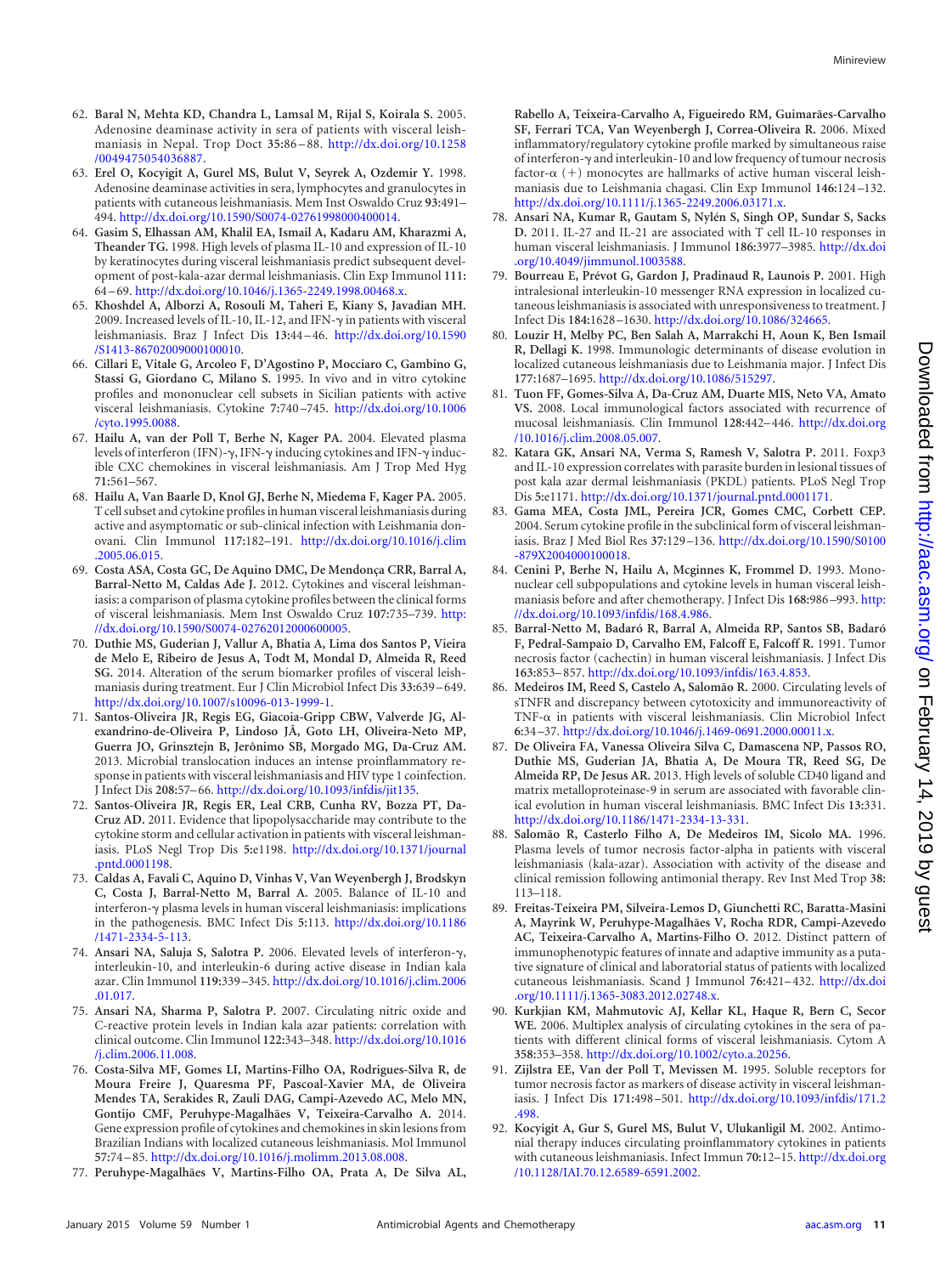62. **Baral N, Mehta KD, Chandra L, Lamsal M, Rijal S, Koirala S.** 2005. Adenosine deaminase activity in sera of patients with visceral leishmaniasis in Nepal. Trop Doct **35:**86–88. http://dx.doi.org/10.1258/00494750540368 87.
63. **Erel O, Kocyigit A, Gurel MS, Bulut V, Seyrek A, Ozdemir Y.** 1998. Adenosine deaminase activities in sera, lymphocytes and granulocytes in patients with cutaneous leishmaniasis. Mem Inst Oswaldo Cruz **93:**491–494. http://dx.doi.org/10.1590/S0074-02761998000400014.
64. **Gasim S, Elhassan AM, Khalil EA, Ismail A, Kadaru AM, Kharazmi A, Theander TG.** 1998. High levels of plasma IL-10 and expression of IL-10 by keratinocytes during visceral leishmaniasis predict subsequent development of post-kala-azar dermal leishmaniasis. Clin Exp Immunol **111:**64–69. http://dx.doi.org/10.1046/j.1365-2249.1998.00468.x.
65. **Khoshdel A, Alborzi A, Rosouli M, Taheri E, Kiany S, Javadian MH.** 2009. Increased levels of IL-10, IL-12, and IFN-γ in patients with visceral leishmaniasis. Braz J Infect Dis **13:**44–46. http://dx.doi.org/10.1590/S1413-86702009000100010.
66. **Cillari E, Vitale G, Arcoleo F, D'Agostino P, Mocciaro C, Gambino G, Stassi G, Giordano C, Milano S.** 1995. In vivo and in vitro cytokine profiles and mononuclear cell subsets in Sicilian patients with active visceral leishmaniasis. Cytokine **7:**740–745. http://dx.doi.org/10.1006/cyto.1995.0088.
67. **Hailu A, van der Poll T, Berhe N, Kager PA.** 2004. Elevated plasma levels of interferon (IFN)-γ, IFN-γ inducing cytokines and IFN-γ inducible CXC chemokines in visceral leishmaniasis. Am J Trop Med Hyg **71:**561–567.
68. **Hailu A, Van Baarle D, Knol GJ, Berhe N, Miedema F, Kager PA.** 2005. T cell subset and cytokine profiles in human visceral leishmaniasis during active and asymptomatic or sub-clinical infection with Leishmania donovani. Clin Immunol **117:**182–191. http://dx.doi.org/10.1016/j.clim.2005.06.015.
69. **Costa ASA, Costa GC, De Aquino DMC, De Mendonça CRR, Barral A, Barral-Netto M, Caldas Ade J.** 2012. Cytokines and visceral leishmaniasis: a comparison of plasma cytokine profiles between the clinical forms of visceral leishmaniasis. Mem Inst Oswaldo Cruz **107:**735–739. http://dx.doi.org/10.1590/S0074-02762012000600005.
70. **Duthie MS, Guderian J, Vallur A, Bhatia A, Lima dos Santos P, Vieira de Melo E, Ribeiro de Jesus A, Todt M, Mondal D, Almeida R, Reed SG.** 2014. Alteration of the serum biomarker profiles of visceral leishmaniasis during treatment. Eur J Clin Microbiol Infect Dis **33:**639–649. http://dx.doi.org/10.1007/s10096-013-1999-1.
71. **Santos-Oliveira JR, Regis EG, Giacoia-Gripp CBW, Valverde JG, Alexandrino-de-Oliveira P, Lindoso JÂ, Goto LH, Oliveira-Neto MP, Guerra JO, Grinsztejn B, Jerônimo SB, Morgado MG, Da-Cruz AM.** 2013. Microbial translocation induces an intense proinflammatory response in patients with visceral leishmaniasis and HIV type 1 coinfection. J Infect Dis **208:**57–66. http://dx.doi.org/10.1093/infdis/jit135.
72. **Santos-Oliveira JR, Regis ER, Leal CRB, Cunha RV, Bozza PT, Da-Cruz AD.** 2011. Evidence that lipopolysaccharide may contribute to the cytokine storm and cellular activation in patients with visceral leishmaniasis. PLoS Negl Trop Dis **5:**e1198. http://dx.doi.org/10.1371/journal.pntd.0001198.
73. **Caldas A, Favali C, Aquino D, Vinhas V, Van Weyenbergh J, Brodskyn C, Costa J, Barral-Netto M, Barral A.** 2005. Balance of IL-10 and interferon-γ plasma levels in human visceral leishmaniasis: implications in the pathogenesis. BMC Infect Dis **5:**113. http://dx.doi.org/10.1186/1471-2334-5-113.
74. **Ansari NA, Saluja S, Salotra P.** 2006. Elevated levels of interferon-γ, interleukin-10, and interleukin-6 during active disease in Indian kala azar. Clin Immunol **119:**339–345. http://dx.doi.org/10.1016/j.clim.2006.01.017.
75. **Ansari NA, Sharma P, Salotra P.** 2007. Circulating nitric oxide and C-reactive protein levels in Indian kala azar patients: correlation with clinical outcome. Clin Immunol **122:**343–348. http://dx.doi.org/10.1016/j.clim.2006.11.008.
76. **Costa-Silva MF, Gomes LI, Martins-Filho OA, Rodrigues-Silva R, de Moura Freire J, Quaresma PF, Pascoal-Xavier MA, de Oliveira Mendes TA, Serakides R, Zauli DAG, Campi-Azevedo AC, Melo MN, Gontijo CMF, Peruhype-Magalhães V, Teixeira-Carvalho A.** 2014. Gene expression profile of cytokines and chemokines in skin lesions from Brazilian Indians with localized cutaneous leishmaniasis. Mol Immunol **57:**74–85. http://dx.doi.org/10.1016/j.molimm.2013.08.008.
77. **Peruhype-Magalhães V, Martins-Filho OA, Prata A, De Silva AL, Rabello A, Teixeira-Carvalho A, Figueiredo RM, Guimarães-Carvalho SF, Ferrari TCA, Van Weyenbergh J, Correa-Oliveira R.** 2006. Mixed inflammatory/regulatory cytokine profile marked by simultaneous raise of interferon-γ and interleukin-10 and low frequency of tumour necrosis factor-α (+) monocytes are hallmarks of active human visceral leishmaniasis due to Leishmania chagasi. Clin Exp Immunol **146:**124–132. http://dx.doi.org/10.1111/j.1365-2249.2006.03171.x.
78. **Ansari NA, Kumar R, Gautam S, Nylén S, Singh OP, Sundar S, Sacks D.** 2011. IL-27 and IL-21 are associated with T cell IL-10 responses in human visceral leishmaniasis. J Immunol **186:**3977–3985. http://dx.doi.org/10.4049/jimmunol.1003588.
79. **Bourreau E, Prévot G, Gardon J, Pradinaud R, Launois P.** 2001. High intralesional interleukin-10 messenger RNA expression in localized cutaneous leishmaniasis is associated with unresponsiveness to treatment. J Infect Dis **184:**1628–1630. http://dx.doi.org/10.1086/324665.
80. **Louzir H, Melby PC, Ben Salah A, Marrakchi H, Aoun K, Ben Ismail R, Dellagi K.** 1998. Immunologic determinants of disease evolution in localized cutaneous leishmaniasis due to Leishmania major. J Infect Dis **177:**1687–1695. http://dx.doi.org/10.1086/515297.
81. **Tuon FF, Gomes-Silva A, Da-Cruz AM, Duarte MIS, Neto VA, Amato VS.** 2008. Local immunological factors associated with recurrence of mucosal leishmaniasis. Clin Immunol **128:**442–446. http://dx.doi.org/10.1016/j.clim.2008.05.007.
82. **Katara GK, Ansari NA, Verma S, Ramesh V, Salotra P.** 2011. Foxp3 and IL-10 expression correlates with parasite burden in lesional tissues of post kala azar dermal leishmaniasis (PKDL) patients. PLoS Negl Trop Dis **5:**e1171. http://dx.doi.org/10.1371/journal.pntd.0001171.
83. **Gama MEA, Costa JML, Pereira JCR, Gomes CMC, Corbett CEP.** 2004. Serum cytokine profile in the subclinical form of visceral leishmaniasis. Braz J Med Biol Res **37:**129–136. http://dx.doi.org/10.1590/S0100-879X2004000100018.
84. **Cenini P, Berhe N, Hailu A, Mcginnes K, Frommel D.** 1993. Mononuclear cell subpopulations and cytokine levels in human visceral leishmaniasis before and after chemotherapy. J Infect Dis **168:**986–993. http://dx.doi.org/10.1093/infdis/168.4.986.
85. **Barral-Netto M, Badaró R, Barral A, Almeida RP, Santos SB, Badaró F, Pedral-Sampaio D, Carvalho EM, Falcoff E, Falcoff R.** 1991. Tumor necrosis factor (cachectin) in human visceral leishmaniasis. J Infect Dis **163:**853–857. http://dx.doi.org/10.1093/infdis/163.4.853.
86. **Medeiros IM, Reed S, Castelo A, Salomão R.** 2000. Circulating levels of sTNFR and discrepancy between cytotoxicity and immunoreactivity of TNF-α in patients with visceral leishmaniasis. Clin Microbiol Infect **6:**34–37. http://dx.doi.org/10.1046/j.1469-0691.2000.00011.x.
87. **De Oliveira FA, Vanessa Oliveira Silva C, Damascena NP, Passos RO, Duthie MS, Guderian JA, Bhatia A, De Moura TR, Reed SG, De Almeida RP, De Jesus AR.** 2013. High levels of soluble CD40 ligand and matrix metalloproteinase-9 in serum are associated with favorable clinical evolution in human visceral leishmaniasis. BMC Infect Dis **13:**331. http://dx.doi.org/10.1186/1471-2334-13-331.
88. **Salomão R, Casterlo Filho A, De Medeiros IM, Sicolo MA.** 1996. Plasma levels of tumor necrosis factor-alpha in patients with visceral leishmaniasis (kala-azar). Association with activity of the disease and clinical remission following antimonial therapy. Rev Inst Med Trop **38:**113–118.
89. **Freitas-Teixeira PM, Silveira-Lemos D, Giunchetti RC, Baratta-Masini A, Mayrink W, Peruhype-Magalhães V, Rocha RDR, Campi-Azevedo AC, Teixeira-Carvalho A, Martins-Filho O.** 2012. Distinct pattern of immunophenotypic features of innate and adaptive immunity as a putative signature of clinical and laboratorial status of patients with localized cutaneous leishmaniasis. Scand J Immunol **76:**421–432. http://dx.doi.org/10.1111/j.1365-3083.2012.02748.x.
90. **Kurkjian KM, Mahmutovic AJ, Kellar KL, Haque R, Bern C, Secor WE.** 2006. Multiplex analysis of circulating cytokines in the sera of patients with different clinical forms of visceral leishmaniasis. Cytom A **358:**353–358. http://dx.doi.org/10.1002/cyto.a.20256.
91. **Zijlstra EE, Van der Poll T, Mevissen M.** 1995. Soluble receptors for tumor necrosis factor as markers of disease activity in visceral leishmaniasis. J Infect Dis **171:**498–501. http://dx.doi.org/10.1093/infdis/171.2.498.
92. **Kocyigit A, Gur S, Gurel MS, Bulut V, Ulukanligil M.** 2002. Antimonial therapy induces circulating proinflammatory cytokines in patients with cutaneous leishmaniasis. Infect Immun **70:**12–15. http://dx.doi.org/10.1128/IAI.70.12.6589-6591.2002.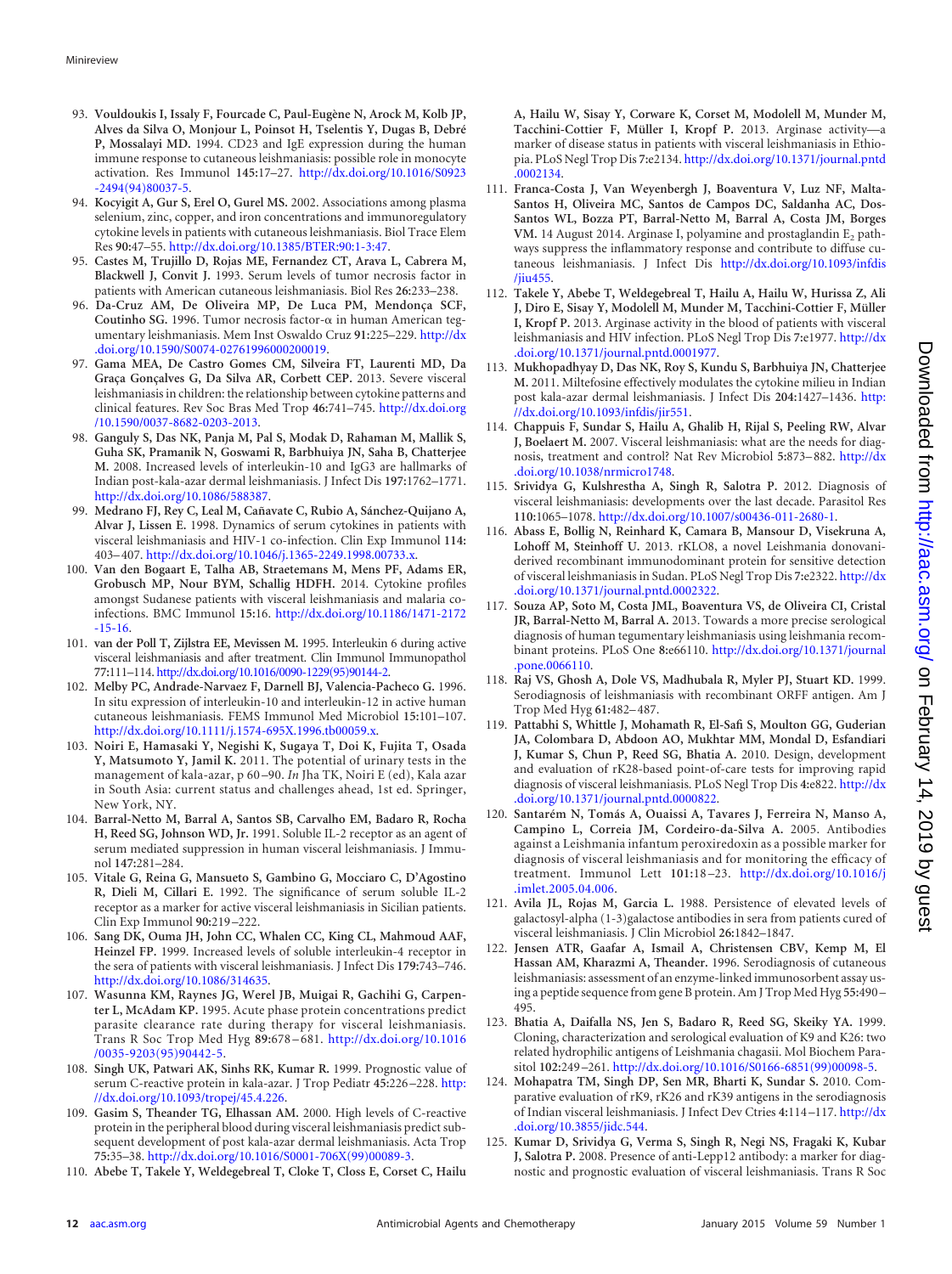93. **Vouldoukis I, Issaly F, Fourcade C, Paul-Eugène N, Arock M, Kolb JP, Alves da Silva O, Monjour L, Poinsot H, Tselentis Y, Dugas B, Debré P, Mossalayi MD.** 1994. CD23 and IgE expression during the human immune response to cutaneous leishmaniasis: possible role in monocyte activation. Res Immunol **145:**17–27. http://dx.doi.org/10.1016/S0923-2494(94)80037-5.
94. **Kocyigit A, Gur S, Erel O, Gurel MS.** 2002. Associations among plasma selenium, zinc, copper, and iron concentrations and immunoregulatory cytokine levels in patients with cutaneous leishmaniasis. Biol Trace Elem Res **90:**47–55. http://dx.doi.org/10.1385/BTER:90:1-3:47.
95. **Castes M, Trujillo D, Rojas ME, Fernandez CT, Arava L, Cabrera M, Blackwell J, Convit J.** 1993. Serum levels of tumor necrosis factor in patients with American cutaneous leishmaniasis. Biol Res **26:**233–238.
96. **Da-Cruz AM, De Oliveira MP, De Luca PM, Mendonça SCF, Coutinho SG.** 1996. Tumor necrosis factor-α in human American tegumentary leishmaniasis. Mem Inst Oswaldo Cruz **91:**225–229. http://dx.doi.org/10.1590/S0074-02761996000200019.
97. **Gama MEA, De Castro Gomes CM, Silveira FT, Laurenti MD, Da Graça Gonçalves G, Da Silva AR, Corbett CEP.** 2013. Severe visceral leishmaniasis in children: the relationship between cytokine patterns and clinical features. Rev Soc Bras Med Trop **46:**741–745. http://dx.doi.org/10.1590/0037-8682-0203-2013.
98. **Ganguly S, Das NK, Panja M, Pal S, Modak D, Rahaman M, Mallik S, Guha SK, Pramanik N, Goswami R, Barbhuiya JN, Saha B, Chatterjee M.** 2008. Increased levels of interleukin-10 and IgG3 are hallmarks of Indian post-kala-azar dermal leishmaniasis. J Infect Dis **197:**1762–1771. http://dx.doi.org/10.1086/588387.
99. **Medrano FJ, Rey C, Leal M, Cañavate C, Rubio A, Sánchez-Quijano A, Alvar J, Lissen E.** 1998. Dynamics of serum cytokines in patients with visceral leishmaniasis and HIV-1 co-infection. Clin Exp Immunol **114:** 403–407. http://dx.doi.org/10.1046/j.1365-2249.1998.00733.x.
100. **Van den Bogaart E, Talha AB, Straetemans M, Mens PF, Adams ER, Grobusch MP, Nour BYM, Schallig HDFH.** 2014. Cytokine profiles amongst Sudanese patients with visceral leishmaniasis and malaria co-infections. BMC Immunol **15:**16. http://dx.doi.org/10.1186/1471-2172-15-16.
101. **van der Poll T, Zijlstra EE, Mevissen M.** 1995. Interleukin 6 during active visceral leishmaniasis and after treatment. Clin Immunol Immunopathol **77:**111–114. http://dx.doi.org/10.1016/0090-1229(95)90144-2.
102. **Melby PC, Andrade-Narvaez F, Darnell BJ, Valencia-Pacheco G.** 1996. In situ expression of interleukin-10 and interleukin-12 in active human cutaneous leishmaniasis. FEMS Immunol Med Microbiol **15:**101–107. http://dx.doi.org/10.1111/j.1574-695X.1996.tb00059.x.
103. **Noiri E, Hamasaki Y, Negishi K, Sugaya T, Doi K, Fujita T, Osada Y, Matsumoto Y, Jamil K.** 2011. The potential of urinary tests in the management of kala-azar, p 60–90. *In* Jha TK, Noiri E (ed), Kala azar in South Asia: current status and challenges ahead, 1st ed. Springer, New York, NY.
104. **Barral-Netto M, Barral A, Santos SB, Carvalho EM, Badaro R, Rocha H, Reed SG, Johnson WD, Jr.** 1991. Soluble IL-2 receptor as an agent of serum mediated suppression in human visceral leishmaniasis. J Immunol **147:**281–284.
105. **Vitale G, Reina G, Mansueto S, Gambino G, Mocciaro C, D'Agostino R, Dieli M, Cillari E.** 1992. The significance of serum soluble IL-2 receptor as a marker for active visceral leishmaniasis in Sicilian patients. Clin Exp Immunol **90:**219–222.
106. **Sang DK, Ouma JH, John CC, Whalen CC, King CL, Mahmoud AAF, Heinzel FP.** 1999. Increased levels of soluble interleukin-4 receptor in the sera of patients with visceral leishmaniasis. J Infect Dis **179:**743–746. http://dx.doi.org/10.1086/314635.
107. **Wasunna KM, Raynes JG, Werel JB, Muigai R, Gachihi G, Carpenter L, McAdam KP.** 1995. Acute phase protein concentrations predict parasite clearance rate during therapy for visceral leishmaniasis. Trans R Soc Trop Med Hyg **89:**678–681. http://dx.doi.org/10.1016/0035-9203(95)90442-5.
108. **Singh UK, Patwari AK, Sinhs RK, Kumar R.** 1999. Prognostic value of serum C-reactive protein in kala-azar. J Trop Pediatr **45:**226–228. http://dx.doi.org/10.1093/tropej/45.4.226.
109. **Gasim S, Theander TG, Elhassan AM.** 2000. High levels of C-reactive protein in the peripheral blood during visceral leishmaniasis predict subsequent development of post kala-azar dermal leishmaniasis. Acta Trop **75:**35–38. http://dx.doi.org/10.1016/S0001-706X(99)00089-3.
110. **Abebe T, Takele Y, Weldegebreal T, Cloke T, Closs E, Corset C, Hailu A, Hailu W, Sisay Y, Corware K, Corset M, Modolell M, Munder M, Tacchini-Cottier F, Müller I, Kropf P.** 2013. Arginase activity—a marker of disease status in patients with visceral leishmaniasis in Ethiopia. PLoS Negl Trop Dis **7:**e2134. http://dx.doi.org/10.1371/journal.pntd.0002134.
111. **Franca-Costa J, Van Weyenbergh J, Boaventura V, Luz NF, Malta-Santos H, Oliveira MC, Santos de Campos DC, Saldanha AC, Dos-Santos WL, Bozza PT, Barral-Netto M, Barral A, Costa JM, Borges VM.** 14 August 2014. Arginase I, polyamine and prostaglandin $E_2$ pathways suppress the inflammatory response and contribute to diffuse cutaneous leishmaniasis. J Infect Dis http://dx.doi.org/10.1093/infdis/jiu455.
112. **Takele Y, Abebe T, Weldegebreal T, Hailu A, Hailu W, Hurissa Z, Ali J, Diro E, Sisay Y, Modolell M, Munder M, Tacchini-Cottier F, Müller I, Kropf P.** 2013. Arginase activity in the blood of patients with visceral leishmaniasis and HIV infection. PLoS Negl Trop Dis **7:**e1977. http://dx.doi.org/10.1371/journal.pntd.0001977.
113. **Mukhopadhyay D, Das NK, Roy S, Kundu S, Barbhuiya JN, Chatterjee M.** 2011. Miltefosine effectively modulates the cytokine milieu in Indian post kala-azar dermal leishmaniasis. J Infect Dis **204:**1427–1436. http://dx.doi.org/10.1093/infdis/jir551.
114. **Chappuis F, Sundar S, Hailu A, Ghalib H, Rijal S, Peeling RW, Alvar J, Boelaert M.** 2007. Visceral leishmaniasis: what are the needs for diagnosis, treatment and control? Nat Rev Microbiol **5:**873–882. http://dx.doi.org/10.1038/nrmicro1748.
115. **Srividya G, Kulshrestha A, Singh R, Salotra P.** 2012. Diagnosis of visceral leishmaniasis: developments over the last decade. Parasitol Res **110:**1065–1078. http://dx.doi.org/10.1007/s00436-011-2680-1.
116. **Abass E, Bollig N, Reinhard K, Camara B, Mansour D, Visekruna A, Lohoff M, Steinhoff U.** 2013. rKLO8, a novel Leishmania donovani-derived recombinant immunodominant protein for sensitive detection of visceral leishmaniasis in Sudan. PLoS Negl Trop Dis **7:**e2322. http://dx.doi.org/10.1371/journal.pntd.0002322.
117. **Souza AP, Soto M, Costa JML, Boaventura VS, de Oliveira CI, Cristal JR, Barral-Netto M, Barral A.** 2013. Towards a more precise serological diagnosis of human tegumentary leishmaniasis using leishmania recombinant proteins. PLoS One **8:**e66110. http://dx.doi.org/10.1371/journal.pone.0066110.
118. **Raj VS, Ghosh A, Dole VS, Madhubala R, Myler PJ, Stuart KD.** 1999. Serodiagnosis of leishmaniasis with recombinant ORFF antigen. Am J Trop Med Hyg **61:**482–487.
119. **Pattabhi S, Whittle J, Mohamath R, El-Safi S, Moulton GG, Guderian JA, Colombara D, Abdoon AO, Mukhtar MM, Mondal D, Esfandiari J, Kumar S, Chun P, Reed SG, Bhatia A.** 2010. Design, development and evaluation of rK28-based point-of-care tests for improving rapid diagnosis of visceral leishmaniasis. PLoS Negl Trop Dis **4:**e822. http://dx.doi.org/10.1371/journal.pntd.0000822.
120. **Santarém N, Tomás A, Ouaissi A, Tavares J, Ferreira N, Manso A, Campino L, Correia JM, Cordeiro-da-Silva A.** 2005. Antibodies against a Leishmania infantum peroxiredoxin as a possible marker for diagnosis of visceral leishmaniasis and for monitoring the efficacy of treatment. Immunol Lett **101:**18–23. http://dx.doi.org/10.1016/j.imlet.2005.04.006.
121. **Avila JL, Rojas M, Garcia L.** 1988. Persistence of elevated levels of galactosyl-alpha (1-3)galactose antibodies in sera from patients cured of visceral leishmaniasis. J Clin Microbiol **26:**1842–1847.
122. **Jensen ATR, Gaafar A, Ismail A, Christensen CBV, Kemp M, El Hassan AM, Kharazmi A, Theander.** 1996. Serodiagnosis of cutaneous leishmaniasis: assessment of an enzyme-linked immunosorbent assay using a peptide sequence from gene B protein. Am J Trop Med Hyg **55:**490–495.
123. **Bhatia A, Daifalla NS, Jen S, Badaro R, Reed SG, Skeiky YA.** 1999. Cloning, characterization and serological evaluation of K9 and K26: two related hydrophilic antigens of Leishmania chagasii. Mol Biochem Parasitol **102:**249–261. http://dx.doi.org/10.1016/S0166-6851(99)00098-5.
124. **Mohapatra TM, Singh DP, Sen MR, Bharti K, Sundar S.** 2010. Comparative evaluation of rK9, rK26 and rK39 antigens in the serodiagnosis of Indian visceral leishmaniasis. J Infect Dev Ctries **4:**114–117. http://dx.doi.org/10.3855/jidc.544.
125. **Kumar D, Srividya G, Verma S, Singh R, Negi NS, Fragaki K, Kubar J, Salotra P.** 2008. Presence of anti-Lepp12 antibody: a marker for diagnostic and prognostic evaluation of visceral leishmaniasis. Trans R Soc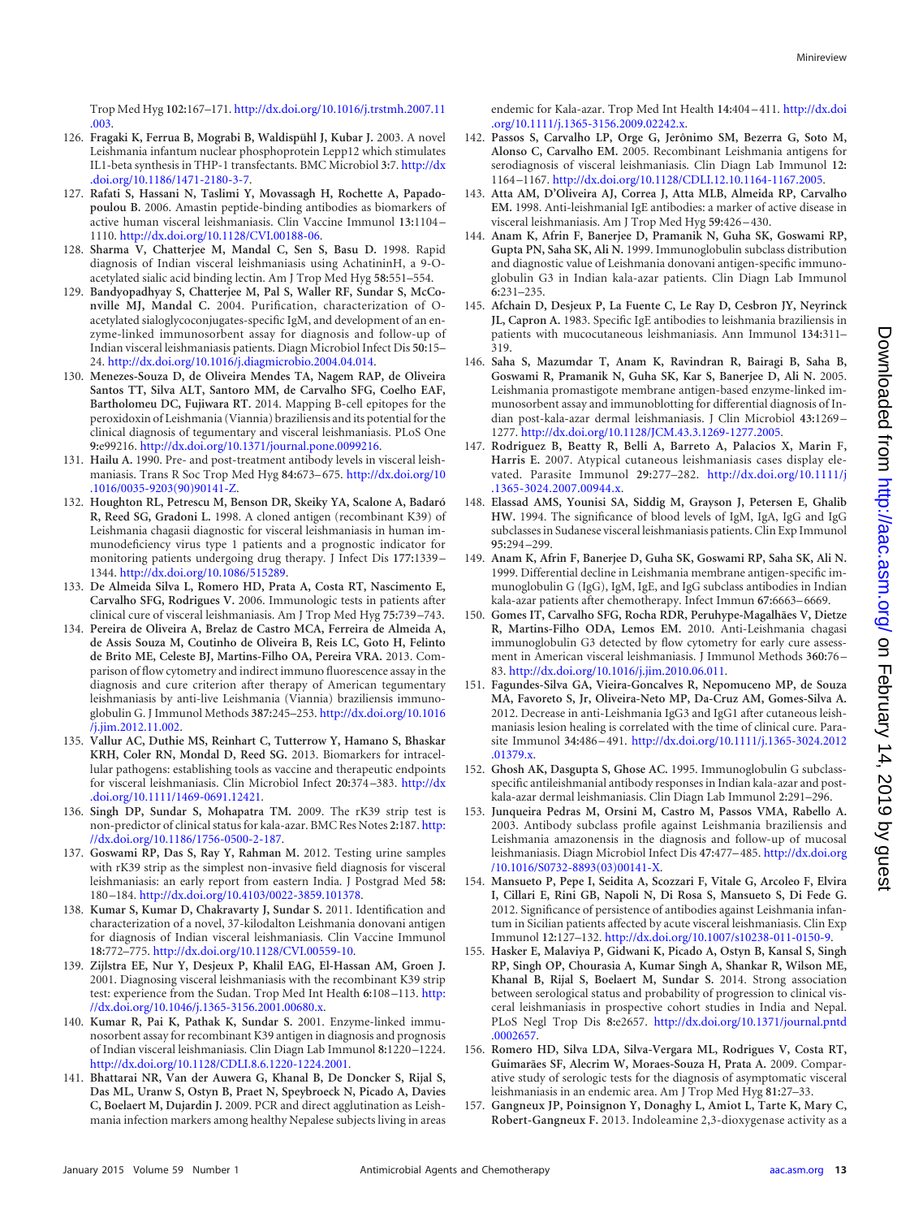Trop Med Hyg **102:**167–171. http://dx.doi.org/10.1016/j.trstmh.2007.11.003.

126. **Fragaki K, Ferrua B, Mograbi B, Waldispühl J, Kubar J.** 2003. A novel Leishmania infantum nuclear phosphoprotein Lepp12 which stimulates IL1-beta synthesis in THP-1 transfectants. BMC Microbiol **3:**7. http://dx.doi.org/10.1186/1471-2180-3-7.
127. **Rafati S, Hassani N, Taslimi Y, Movassagh H, Rochette A, Papadopoulou B.** 2006. Amastin peptide-binding antibodies as biomarkers of active human visceral leishmaniasis. Clin Vaccine Immunol **13:**1104–1110. http://dx.doi.org/10.1128/CVI.00188-06.
128. **Sharma V, Chatterjee M, Mandal C, Sen S, Basu D.** 1998. Rapid diagnosis of Indian visceral leishmaniasis using AchatininH, a 9-O-acetylated sialic acid binding lectin. Am J Trop Med Hyg **58:**551–554.
129. **Bandyopadhyay S, Chatterjee M, Pal S, Waller RF, Sundar S, McConville MJ, Mandal C.** 2004. Purification, characterization of O-acetylated sialoglycoconjugates-specific IgM, and development of an enzyme-linked immunosorbent assay for diagnosis and follow-up of Indian visceral leishmaniasis patients. Diagn Microbiol Infect Dis **50:**15–24. http://dx.doi.org/10.1016/j.diagmicrobio.2004.04.014.
130. **Menezes-Souza D, de Oliveira Mendes TA, Nagem RAP, de Oliveira Santos TT, Silva ALT, Santoro MM, de Carvalho SFG, Coelho EAF, Bartholomeu DC, Fujiwara RT.** 2014. Mapping B-cell epitopes for the peroxidoxin of Leishmania (Viannia) braziliensis and its potential for the clinical diagnosis of tegumentary and visceral leishmaniasis. PLoS One **9:**e99216. http://dx.doi.org/10.1371/journal.pone.0099216.
131. **Hailu A.** 1990. Pre- and post-treatment antibody levels in visceral leishmaniasis. Trans R Soc Trop Med Hyg **84:**673–675. http://dx.doi.org/10.1016/0035-9203(90)90141-Z.
132. **Houghton RL, Petrescu M, Benson DR, Skeiky YA, Scalone A, Badaró R, Reed SG, Gradoni L.** 1998. A cloned antigen (recombinant K39) of Leishmania chagasi diagnostic for visceral leishmaniasis in human immunodeficiency virus type 1 patients and a prognostic indicator for monitoring patients undergoing drug therapy. J Infect Dis **177:**1339–1344. http://dx.doi.org/10.1086/515289.
133. **De Almeida Silva L, Romero HD, Prata A, Costa RT, Nascimento E, Carvalho SFG, Rodrigues V.** 2006. Immunologic tests in patients after clinical cure of visceral leishmaniasis. Am J Trop Med Hyg **75:**739–743.
134. **Pereira de Oliveira A, Brelaz de Castro MCA, Ferreira de Almeida A, de Assis Souza M, Coutinho de Oliveira B, Reis LC, Goto H, Felinto de Brito ME, Celeste BJ, Martins-Filho OA, Pereira VRA.** 2013. Comparison of flow cytometry and indirect immuno fluorescence assay in the diagnosis and cure criterion after therapy of American tegumentary leishmaniasis by anti-live Leishmania (Viannia) braziliensis immunoglobulin G. J Immunol Methods **387:**245–253. http://dx.doi.org/10.1016/j.jim.2012.11.002.
135. **Vallur AC, Duthie MS, Reinhart C, Tutterrow Y, Hamano S, Bhaskar KRH, Coler RN, Mondal D, Reed SG.** 2013. Biomarkers for intracellular pathogens: establishing tools as vaccine and therapeutic endpoints for visceral leishmaniasis. Clin Microbiol Infect **20:**374–383. http://dx.doi.org/10.1111/1469-0691.12421.
136. **Singh DP, Sundar S, Mohapatra TM.** 2009. The rK39 strip test is non-predictor of clinical status for kala-azar. BMC Res Notes **2:**187. http://dx.doi.org/10.1186/1756-0500-2-187.
137. **Goswami RP, Das S, Ray Y, Rahman M.** 2012. Testing urine samples with rK39 strip as the simplest non-invasive field diagnosis for visceral leishmaniasis: an early report from eastern India. J Postgrad Med **58:**180–184. http://dx.doi.org/10.4103/0022-3859.101378.
138. **Kumar S, Kumar D, Chakravarty J, Sundar S.** 2011. Identification and characterization of a novel, 37-kilodalton Leishmania donovani antigen for diagnosis of Indian visceral leishmaniasis. Clin Vaccine Immunol **18:**772–775. http://dx.doi.org/10.1128/CVI.00559-10.
139. **Zijlstra EE, Nur Y, Desjeux P, Khalil EAG, El-Hassan AM, Groen J.** 2001. Diagnosing visceral leishmaniasis with the recombinant K39 strip test: experience from the Sudan. Trop Med Int Health **6:**108–113. http://dx.doi.org/10.1046/j.1365-3156.2001.00680.x.
140. **Kumar R, Pai K, Pathak K, Sundar S.** 2001. Enzyme-linked immunosorbent assay for recombinant K39 antigen in diagnosis and prognosis of Indian visceral leishmaniasis. Clin Diagn Lab Immunol **8:**1220–1224. http://dx.doi.org/10.1128/CDLI.8.6.1220-1224.2001.
141. **Bhattarai NR, Van der Auwera G, Khanal B, De Doncker S, Rijal S, Das ML, Uranw S, Ostyn B, Praet N, Speybroeck N, Picado A, Davies C, Boelaert M, Dujardin J.** 2009. PCR and direct agglutination as Leishmania infection markers among healthy Nepalese subjects living in areas endemic for Kala-azar. Trop Med Int Health **14:**404–411. http://dx.doi.org/10.1111/j.1365-3156.2009.02242.x.
142. **Passos S, Carvalho LP, Orge G, Jerônimo SM, Bezerra G, Soto M, Alonso C, Carvalho EM.** 2005. Recombinant Leishmania antigens for serodiagnosis of visceral leishmaniasis. Clin Diagn Lab Immunol **12:**1164–1167. http://dx.doi.org/10.1128/CDLI.12.10.1164-1167.2005.
143. **Atta AM, D'Oliveira AJ, Correa J, Atta MLB, Almeida RP, Carvalho EM.** 1998. Anti-leishmanial IgE antibodies: a marker of active disease in visceral leishmaniasis. Am J Trop Med Hyg **59:**426–430.
144. **Anam K, Afrin F, Banerjee D, Pramanik N, Guha SK, Goswami RP, Gupta PN, Saha SK, Ali N.** 1999. Immunoglobulin subclass distribution and diagnostic value of Leishmania donovani antigen-specific immunoglobulin G3 in Indian kala-azar patients. Clin Diagn Lab Immunol **6:**231–235.
145. **Afchain D, Desjeux P, La Fuente C, Le Ray D, Cesbron JY, Neyrinck JL, Capron A.** 1983. Specific IgE antibodies to leishmania braziliensis in patients with mucocutaneous leishmaniasis. Ann Immunol **134:**311–319.
146. **Saha S, Mazumdar T, Anam K, Ravindran R, Bairagi B, Saha B, Goswami R, Pramanik N, Guha SK, Kar S, Banerjee D, Ali N.** 2005. Leishmania promastigote membrane antigen-based enzyme-linked immunosorbent assay and immunoblotting for differential diagnosis of Indian post-kala-azar dermal leishmaniasis. J Clin Microbiol **43:**1269–1277. http://dx.doi.org/10.1128/JCM.43.3.1269-1277.2005.
147. **Rodriguez B, Beatty R, Belli A, Barreto A, Palacios X, Marin F, Harris E.** 2007. Atypical cutaneous leishmaniasis cases display elevated. Parasite Immunol **29:**277–282. http://dx.doi.org/10.1111/j.1365-3024.2007.00944.x.
148. **Elassad AMS, Younisi SA, Siddig M, Grayson J, Petersen E, Ghalib HW.** 1994. The significance of blood levels of IgM, IgA, IgG and IgG subclasses in Sudanese visceral leishmaniasis patients. Clin Exp Immunol **95:**294–299.
149. **Anam K, Afrin F, Banerjee D, Guha SK, Goswami RP, Saha SK, Ali N.** 1999. Differential decline in Leishmania membrane antigen-specific immunoglobulin G (IgG), IgM, IgE, and IgG subclass antibodies in Indian kala-azar patients after chemotherapy. Infect Immun **67:**6663–6669.
150. **Gomes IT, Carvalho SFG, Rocha RDR, Peruhype-Magalhães V, Dietze R, Martins-Filho ODA, Lemos EM.** 2010. Anti-Leishmania chagasi immunoglobulin G3 detected by flow cytometry for early cure assessment in American visceral leishmaniasis. J Immunol Methods **360:**76–83. http://dx.doi.org/10.1016/j.jim.2010.06.011.
151. **Fagundes-Silva GA, Vieira-Goncalves R, Nepomuceno MP, de Souza MA, Favoreto S, Jr, Oliveira-Neto MP, Da-Cruz AM, Gomes-Silva A.** 2012. Decrease in anti-Leishmania IgG3 and IgG1 after cutaneous leishmaniasis lesion healing is correlated with the time of clinical cure. Parasite Immunol **34:**486–491. http://dx.doi.org/10.1111/j.1365-3024.2012.01379.x.
152. **Ghosh AK, Dasgupta S, Ghose AC.** 1995. Immunoglobulin G subclass-specific antileishmanial antibody responses in Indian kala-azar and post-kala-azar dermal leishmaniasis. Clin Diagn Lab Immunol **2:**291–296.
153. **Junqueira Pedras M, Orsini M, Castro M, Passos VMA, Rabello A.** 2003. Antibody subclass profile against Leishmania braziliensis and Leishmania amazonensis in the diagnosis and follow-up of mucosal leishmaniasis. Diagn Microbiol Infect Dis **47:**477–485. http://dx.doi.org/10.1016/S0732-8893(03)00141-X.
154. **Mansueto P, Pepe I, Seidita A, Scozzari F, Vitale G, Arcoleo F, Elvira I, Cillari E, Rini GB, Napoli N, Di Rosa S, Mansueto S, Di Fede G.** 2012. Significance of persistence of antibodies against Leishmania infantum in Sicilian patients affected by acute visceral leishmaniasis. Clin Exp Immunol **12:**127–132. http://dx.doi.org/10.1007/s10238-011-0150-9.
155. **Hasker E, Malaviya P, Gidwani K, Picado A, Ostyn B, Kansal S, Singh RP, Singh OP, Chourasia A, Kumar Singh A, Shankar R, Wilson ME, Khanal B, Rijal S, Boelaert M, Sundar S.** 2014. Strong association between serological status and probability of progression to clinical visceral leishmaniasis in prospective cohort studies in India and Nepal. PLoS Negl Trop Dis **8:**e2657. http://dx.doi.org/10.1371/journal.pntd.0002657.
156. **Romero HD, Silva LDA, Silva-Vergara ML, Rodrigues V, Costa RT, Guimarães SF, Alecrim W, Moraes-Souza H, Prata A.** 2009. Comparative study of serologic tests for the diagnosis of asymptomatic visceral leishmaniasis in an endemic area. Am J Trop Med Hyg **81:**27–33.
157. **Gangneux JP, Poinsignon Y, Donaghy L, Amiot L, Tarte K, Mary C, Robert-Gangneux F.** 2013. Indoleamine 2,3-dioxygenase activity as a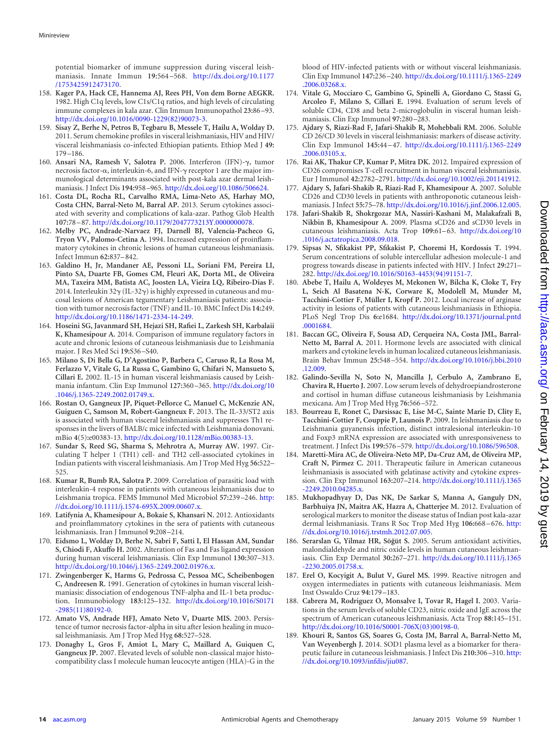potential biomarker of immune suppression during visceral leishmaniasis. Innate Immun **19:**564–568. http://dx.doi.org/10.1177/1753425912473170.

158. **Kager PA, Hack CE, Hannema AJ, Rees PH, Von dem Borne AEGKR.** 1982. High C1q levels, low C1s/C1q ratios, and high levels of circulating immune complexes in kala azar. Clin Immun Immunopathol **23:**86–93. http://dx.doi.org/10.1016/0090-1229(82)90073-3.
159. **Sisay Z, Berhe N, Petros B, Tegbaru B, Messele T, Hailu A, Wolday D.** 2011. Serum chemokine profiles in visceral leishmaniasis, HIV and HIV/visceral leishmaniasis co-infected Ethiopian patients. Ethiop Med J **49:** 179–186.
160. **Ansari NA, Ramesh V, Salotra P.** 2006. Interferon (IFN)-γ, tumor necrosis factor-α, interleukin-6, and IFN-γ receptor 1 are the major immunological determinants associated with post-kala azar dermal leishmaniasis. J Infect Dis **194:**958–965. http://dx.doi.org/10.1086/506624.
161. **Costa DL, Rocha RL, Carvalho RMA, Lima-Neto AS, Harhay MO, Costa CHN, Barral-Neto M, Barral AP.** 2013. Serum cytokines associated with severity and complications of kala-azar. Pathog Glob Health **107:**78–87. http://dx.doi.org/10.1179/2047773213Y.0000000078.
162. **Melby PC, Andrade-Narvaez FJ, Darnell BJ, Valencia-Pacheco G, Tryon VV, Palomo-Cetina A.** 1994. Increased expression of proinflammatory cytokines in chronic lesions of human cutaneous leishmaniasis. Infect Immun **62:**837–842.
163. **Galdino H, Jr, Mandaner AE, Pessoni LL, Soriani FM, Pereira LI, Pinto SA, Duarte FB, Gomes CM, Fleuri AK, Dorta ML, de Oliveira MA, Taxeira MM, Batista AC, Joosten LA, Vieira LQ, Ribeiro-Dias F.** 2014. Interleukin 32γ (IL-32γ) is highly expressed in cutaneous and mucosal lesions of American tegumentary Leishmaniasis patients: association with tumor necrosis factor (TNF) and IL-10. BMC Infect Dis **14:**249. http://dx.doi.org/10.1186/1471-2334-14-249.
164. **Hoseini SG, Javanmard SH, Hejazi SH, Rafiei L, Zarkesh SH, Karbalaii K, Khamesipour A.** 2014. Comparison of immune regulatory factors in acute and chronic lesions of cutaneous leishmaniasis due to Leishmania major. J Res Med Sci **19:**S36–S40.
165. **Milano S, Di Bella G, D'Agostino P, Barbera C, Caruso R, La Rosa M, Ferlazzo V, Vitale G, La Russa C, Gambino G, Chifari N, Mansueto S, Cillari E.** 2002. IL-15 in human visceral leishmaniasis caused by Leishmania infantum. Clin Exp Immunol **127:**360–365. http://dx.doi.org/10.1046/j.1365-2249.2002.01749.x.
166. **Rostan O, Gangneux JP, Piquet-Pellorce C, Manuel C, McKenzie AN, Guiguen C, Samson M, Robert-Gangneux F.** 2013. The IL-33/ST2 axis is associated with human visceral leishmaniasis and suppresses Th1 responses in the livers of BALB/c mice infected with Leishmania donovani. mBio **4**(5)**:**e00383-13. http://dx.doi.org/10.1128/mBio.00383-13.
167. **Sundar S, Reed SG, Sharma S, Mehrotra A, Murray AW.** 1997. Circulating T helper 1 (TH1) cell- and TH2 cell-associated cytokines in Indian patients with visceral leishmaniasis. Am J Trop Med Hyg **56:**522–525.
168. **Kumar R, Bumb RA, Salotra P.** 2009. Correlation of parasitic load with interleukin-4 response in patients with cutaneous leishmaniasis due to Leishmania tropica. FEMS Immunol Med Microbiol **57:**239–246. http://dx.doi.org/10.1111/j.1574-695X.2009.00607.x.
169. **Latifynia A, Khamesipour A, Bokaie S, Khansari N.** 2012. Antioxidants and proinflammatory cytokines in the sera of patients with cutaneous leishmaniasis. Iran J Immunol **9:**208–214.
170. **Eidsmo L, Wolday D, Berhe N, Sabri F, Satti I, El Hassan AM, Sundar S, Chiodi F, Akuffo H.** 2002. Alteration of Fas and Fas ligand expression during human visceral leishmaniasis. Clin Exp Immunol **130:**307–313. http://dx.doi.org/10.1046/j.1365-2249.2002.01976.x.
171. **Zwingenberger K, Harms G, Pedrossa C, Pessoa MC, Scheibenbogen C, Andreesen R.** 1991. Generation of cytokines in human visceral leishmaniasis: dissociation of endogenous TNF-alpha and IL-1 beta production. Immunobiology **183:**125–132. http://dx.doi.org/10.1016/S0171-2985(11)80192-0.
172. **Amato VS, Andrade HFJ, Amato Neto V, Duarte MIS.** 2003. Persistence of tumor necrosis factor-alpha in situ after lesion healing in mucosal leishmaniasis. Am J Trop Med Hyg **68:**527–528.
173. **Donaghy L, Gros F, Amiot L, Mary C, Maillard A, Guiquen C, Gangneux JP.** 2007. Elevated levels of soluble non-classical major histocompatibility class I molecule human leucocyte antigen (HLA)-G in the blood of HIV-infected patients with or without visceral leishmaniasis. Clin Exp Immunol **147:**236–240. http://dx.doi.org/10.1111/j.1365-2249.2006.03268.x.
174. **Vitale G, Mocciaro C, Gambino G, Spinelli A, Giordano C, Stassi G, Arcoleo F, Milano S, Cillari E.** 1994. Evaluation of serum levels of soluble CD4, CD8 and beta 2-microglobulin in visceral human leishmaniasis. Clin Exp Immunol **97:**280–283.
175. **Ajdary S, Riazi-Rad F, Jafari-Shakib R, Mohebbali RM.** 2006. Soluble CD 26/CD 30 levels in visceral leishmaniasis: markers of disease activity. Clin Exp Immunol **145:**44–47. http://dx.doi.org/10.1111/j.1365-2249.2006.03105.x.
176. **Rai AK, Thakur CP, Kumar P, Mitra DK.** 2012. Impaired expression of CD26 compromises T-cell recruitment in human visceral leishmaniasis. Eur J Immunol **42:**2782–2791. http://dx.doi.org/10.1002/eji.201141912.
177. **Ajdary S, Jafari-Shakib R, Riazi-Rad F, Khamesipour A.** 2007. Soluble CD26 and CD30 levels in patients with anthroponotic cutaneous leishmaniasis. J Infect **55:**75–78. http://dx.doi.org/10.1016/j.jinf.2006.12.005.
178. **Jafari-Shakib R, Shokrgozar MA, Nassiri-Kashani M, Malakafzali B, Nikbin B, Khamesipour A.** 2009. Plasma sCD26 and sCD30 levels in cutaneous leishmaniasis. Acta Trop **109:**61–63. http://dx.doi.org/10.1016/j.actatropica.2008.09.018.
179. **Sipsas N, Sfikakist PP, Sfikakist P, Choremi H, Kordossis T.** 1994. Serum concentrations of soluble intercellular adhesion molecule-1 and progress towards disease in patients infected with HIV. J Infect **29:**271–282. http://dx.doi.org/10.1016/S0163-4453(94)91151-7.
180. **Abebe T, Hailu A, Woldeyes M, Mekonen W, Bilcha K, Cloke T, Fry L, Seich Al Basatena N-K, Corware K, Modolell M, Munder M, Tacchini-Cottier F, Müller I, Kropf P.** 2012. Local increase of arginase activity in lesions of patients with cutaneous leishmaniasis in Ethiopia. PLoS Negl Trop Dis **6:**e1684. http://dx.doi.org/10.1371/journal.pntd.0001684.
181. **Baccan GC, Oliveira F, Sousa AD, Cerqueira NA, Costa JML, Barral-Netto M, Barral A.** 2011. Hormone levels are associated with clinical markers and cytokine levels in human localized cutaneous leishmaniasis. Brain Behav Immun **25:**548–554. http://dx.doi.org/10.1016/j.bbi.2010.12.009.
182. **Galindo-Sevilla N, Soto N, Mancilla J, Cerbulo A, Zambrano E, Chavira R, Huerto J.** 2007. Low serum levels of dehydroepiandrosterone and cortisol in human diffuse cutaneous leishmaniasis by Leishmania mexicana. Am J Trop Med Hyg **76:**566–572.
183. **Bourreau E, Ronet C, Darsissac E, Lise M-C, Sainte Marie D, Clity E, Tacchini-Cottier F, Couppie P, Launois P.** 2009. In leishmaniasis due to Leishmania guyanensis infection, distinct intralesional interleukin-10 and Foxp3 mRNA expression are associated with unresponsiveness to treatment. J Infect Dis **199:**576–579. http://dx.doi.org/10.1086/596508.
184. **Maretti-Mira AC, de Oliveira-Neto MP, Da-Cruz AM, de Oliveira MP, Craft N, Pirmez C.** 2011. Therapeutic failure in American cutaneous leishmaniasis is associated with gelatinase activity and cytokine expression. Clin Exp Immunol **163:**207–214. http://dx.doi.org/10.1111/j.1365-2249.2010.04285.x.
185. **Mukhopadhyay D, Das NK, De Sarkar S, Manna A, Ganguly DN, Barbhuiya JN, Maitra AK, Hazra A, Chatterjee M.** 2012. Evaluation of serological markers to monitor the disease status of Indian post kala-azar dermal leishmaniasis. Trans R Soc Trop Med Hyg **106:**668–676. http://dx.doi.org/10.1016/j.trstmh.2012.07.005.
186. **Serarslan G, Yilmaz HR, Söğüt S.** 2005. Serum antioxidant activities, malondialdehyde and nitric oxide levels in human cutaneous leishmaniasis. Clin Exp Dermatol **30:**267–271. http://dx.doi.org/10.1111/j.1365-2230.2005.01758.x.
187. **Erel O, Kocyigit A, Bulut V, Gurel MS.** 1999. Reactive nitrogen and oxygen intermediates in patients with cutaneous leishmaniasis. Mem Inst Oswaldo Cruz **94:**179–183.
188. **Cabrera M, Rodriguez O, Monsalve I, Tovar R, Hagel I.** 2003. Variations in the serum levels of soluble CD23, nitric oxide and IgE across the spectrum of American cutaneous leishmaniasis. Acta Trop **88:**145–151. http://dx.doi.org/10.1016/S0001-706X(03)00198-0.
189. **Khouri R, Santos GS, Soares G, Costa JM, Barral A, Barral-Netto M, Van Weyenbergh J.** 2014. SOD1 plasma level as a biomarker for therapeutic failure in cutaneous leishmaniasis. J Infect Dis **210:**306–310. http://dx.doi.org/10.1093/infdis/jiu087.